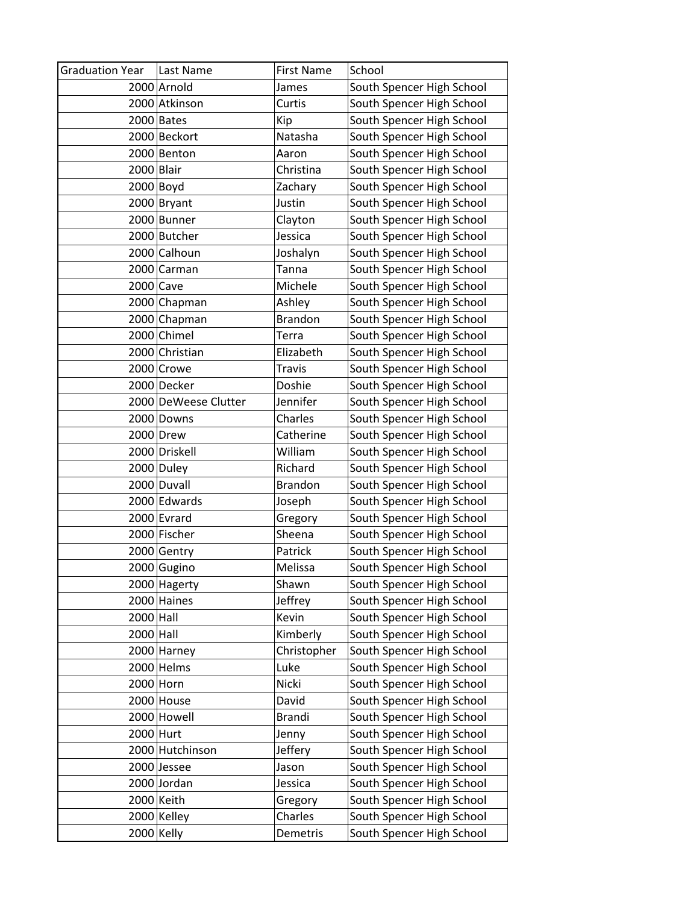| Graduation Year | Last Name | First Name | School |
|---|---|---|---|
| 2000 | Arnold | James | South Spencer High School |
| 2000 | Atkinson | Curtis | South Spencer High School |
| 2000 | Bates | Kip | South Spencer High School |
| 2000 | Beckort | Natasha | South Spencer High School |
| 2000 | Benton | Aaron | South Spencer High School |
| 2000 | Blair | Christina | South Spencer High School |
| 2000 | Boyd | Zachary | South Spencer High School |
| 2000 | Bryant | Justin | South Spencer High School |
| 2000 | Bunner | Clayton | South Spencer High School |
| 2000 | Butcher | Jessica | South Spencer High School |
| 2000 | Calhoun | Joshalyn | South Spencer High School |
| 2000 | Carman | Tanna | South Spencer High School |
| 2000 | Cave | Michele | South Spencer High School |
| 2000 | Chapman | Ashley | South Spencer High School |
| 2000 | Chapman | Brandon | South Spencer High School |
| 2000 | Chimel | Terra | South Spencer High School |
| 2000 | Christian | Elizabeth | South Spencer High School |
| 2000 | Crowe | Travis | South Spencer High School |
| 2000 | Decker | Doshie | South Spencer High School |
| 2000 | DeWeese Clutter | Jennifer | South Spencer High School |
| 2000 | Downs | Charles | South Spencer High School |
| 2000 | Drew | Catherine | South Spencer High School |
| 2000 | Driskell | William | South Spencer High School |
| 2000 | Duley | Richard | South Spencer High School |
| 2000 | Duvall | Brandon | South Spencer High School |
| 2000 | Edwards | Joseph | South Spencer High School |
| 2000 | Evrard | Gregory | South Spencer High School |
| 2000 | Fischer | Sheena | South Spencer High School |
| 2000 | Gentry | Patrick | South Spencer High School |
| 2000 | Gugino | Melissa | South Spencer High School |
| 2000 | Hagerty | Shawn | South Spencer High School |
| 2000 | Haines | Jeffrey | South Spencer High School |
| 2000 | Hall | Kevin | South Spencer High School |
| 2000 | Hall | Kimberly | South Spencer High School |
| 2000 | Harney | Christopher | South Spencer High School |
| 2000 | Helms | Luke | South Spencer High School |
| 2000 | Horn | Nicki | South Spencer High School |
| 2000 | House | David | South Spencer High School |
| 2000 | Howell | Brandi | South Spencer High School |
| 2000 | Hurt | Jenny | South Spencer High School |
| 2000 | Hutchinson | Jeffery | South Spencer High School |
| 2000 | Jessee | Jason | South Spencer High School |
| 2000 | Jordan | Jessica | South Spencer High School |
| 2000 | Keith | Gregory | South Spencer High School |
| 2000 | Kelley | Charles | South Spencer High School |
| 2000 | Kelly | Demetris | South Spencer High School |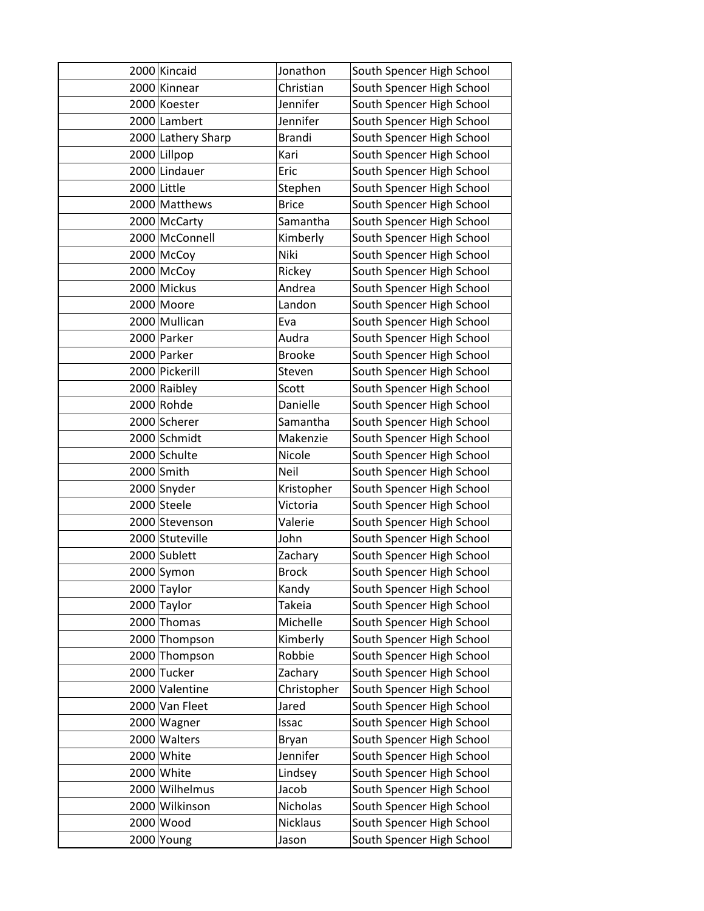| | | | |
|---|---|---|---|
| 2000 | Kincaid | Jonathon | South Spencer High School |
| 2000 | Kinnear | Christian | South Spencer High School |
| 2000 | Koester | Jennifer | South Spencer High School |
| 2000 | Lambert | Jennifer | South Spencer High School |
| 2000 | Lathery Sharp | Brandi | South Spencer High School |
| 2000 | Lillpop | Kari | South Spencer High School |
| 2000 | Lindauer | Eric | South Spencer High School |
| 2000 | Little | Stephen | South Spencer High School |
| 2000 | Matthews | Brice | South Spencer High School |
| 2000 | McCarty | Samantha | South Spencer High School |
| 2000 | McConnell | Kimberly | South Spencer High School |
| 2000 | McCoy | Niki | South Spencer High School |
| 2000 | McCoy | Rickey | South Spencer High School |
| 2000 | Mickus | Andrea | South Spencer High School |
| 2000 | Moore | Landon | South Spencer High School |
| 2000 | Mullican | Eva | South Spencer High School |
| 2000 | Parker | Audra | South Spencer High School |
| 2000 | Parker | Brooke | South Spencer High School |
| 2000 | Pickerill | Steven | South Spencer High School |
| 2000 | Raibley | Scott | South Spencer High School |
| 2000 | Rohde | Danielle | South Spencer High School |
| 2000 | Scherer | Samantha | South Spencer High School |
| 2000 | Schmidt | Makenzie | South Spencer High School |
| 2000 | Schulte | Nicole | South Spencer High School |
| 2000 | Smith | Neil | South Spencer High School |
| 2000 | Snyder | Kristopher | South Spencer High School |
| 2000 | Steele | Victoria | South Spencer High School |
| 2000 | Stevenson | Valerie | South Spencer High School |
| 2000 | Stuteville | John | South Spencer High School |
| 2000 | Sublett | Zachary | South Spencer High School |
| 2000 | Symon | Brock | South Spencer High School |
| 2000 | Taylor | Kandy | South Spencer High School |
| 2000 | Taylor | Takeia | South Spencer High School |
| 2000 | Thomas | Michelle | South Spencer High School |
| 2000 | Thompson | Kimberly | South Spencer High School |
| 2000 | Thompson | Robbie | South Spencer High School |
| 2000 | Tucker | Zachary | South Spencer High School |
| 2000 | Valentine | Christopher | South Spencer High School |
| 2000 | Van Fleet | Jared | South Spencer High School |
| 2000 | Wagner | Issac | South Spencer High School |
| 2000 | Walters | Bryan | South Spencer High School |
| 2000 | White | Jennifer | South Spencer High School |
| 2000 | White | Lindsey | South Spencer High School |
| 2000 | Wilhelmus | Jacob | South Spencer High School |
| 2000 | Wilkinson | Nicholas | South Spencer High School |
| 2000 | Wood | Nicklaus | South Spencer High School |
| 2000 | Young | Jason | South Spencer High School |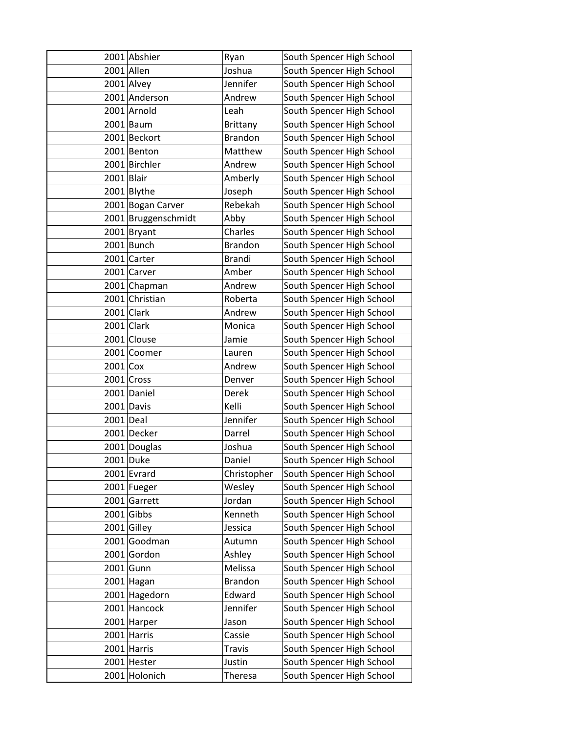| | | | |
|---|---|---|---|
| 2001 | Abshier | Ryan | South Spencer High School |
| 2001 | Allen | Joshua | South Spencer High School |
| 2001 | Alvey | Jennifer | South Spencer High School |
| 2001 | Anderson | Andrew | South Spencer High School |
| 2001 | Arnold | Leah | South Spencer High School |
| 2001 | Baum | Brittany | South Spencer High School |
| 2001 | Beckort | Brandon | South Spencer High School |
| 2001 | Benton | Matthew | South Spencer High School |
| 2001 | Birchler | Andrew | South Spencer High School |
| 2001 | Blair | Amberly | South Spencer High School |
| 2001 | Blythe | Joseph | South Spencer High School |
| 2001 | Bogan Carver | Rebekah | South Spencer High School |
| 2001 | Bruggenschmidt | Abby | South Spencer High School |
| 2001 | Bryant | Charles | South Spencer High School |
| 2001 | Bunch | Brandon | South Spencer High School |
| 2001 | Carter | Brandi | South Spencer High School |
| 2001 | Carver | Amber | South Spencer High School |
| 2001 | Chapman | Andrew | South Spencer High School |
| 2001 | Christian | Roberta | South Spencer High School |
| 2001 | Clark | Andrew | South Spencer High School |
| 2001 | Clark | Monica | South Spencer High School |
| 2001 | Clouse | Jamie | South Spencer High School |
| 2001 | Coomer | Lauren | South Spencer High School |
| 2001 | Cox | Andrew | South Spencer High School |
| 2001 | Cross | Denver | South Spencer High School |
| 2001 | Daniel | Derek | South Spencer High School |
| 2001 | Davis | Kelli | South Spencer High School |
| 2001 | Deal | Jennifer | South Spencer High School |
| 2001 | Decker | Darrel | South Spencer High School |
| 2001 | Douglas | Joshua | South Spencer High School |
| 2001 | Duke | Daniel | South Spencer High School |
| 2001 | Evrard | Christopher | South Spencer High School |
| 2001 | Fueger | Wesley | South Spencer High School |
| 2001 | Garrett | Jordan | South Spencer High School |
| 2001 | Gibbs | Kenneth | South Spencer High School |
| 2001 | Gilley | Jessica | South Spencer High School |
| 2001 | Goodman | Autumn | South Spencer High School |
| 2001 | Gordon | Ashley | South Spencer High School |
| 2001 | Gunn | Melissa | South Spencer High School |
| 2001 | Hagan | Brandon | South Spencer High School |
| 2001 | Hagedorn | Edward | South Spencer High School |
| 2001 | Hancock | Jennifer | South Spencer High School |
| 2001 | Harper | Jason | South Spencer High School |
| 2001 | Harris | Cassie | South Spencer High School |
| 2001 | Harris | Travis | South Spencer High School |
| 2001 | Hester | Justin | South Spencer High School |
| 2001 | Holonich | Theresa | South Spencer High School |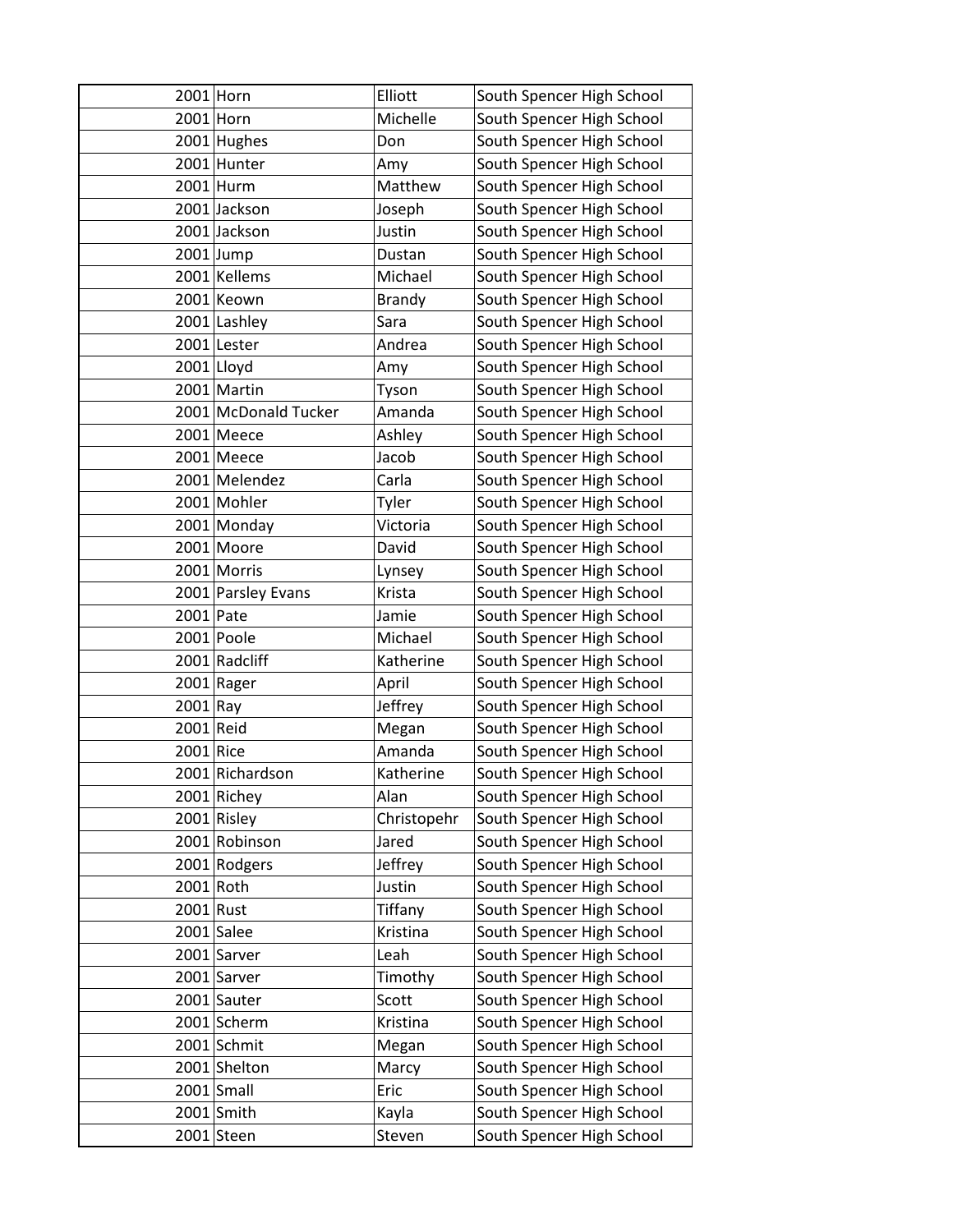| | | | |
|---|---|---|---|
| 2001 | Horn | Elliott | South Spencer High School |
| 2001 | Horn | Michelle | South Spencer High School |
| 2001 | Hughes | Don | South Spencer High School |
| 2001 | Hunter | Amy | South Spencer High School |
| 2001 | Hurm | Matthew | South Spencer High School |
| 2001 | Jackson | Joseph | South Spencer High School |
| 2001 | Jackson | Justin | South Spencer High School |
| 2001 | Jump | Dustan | South Spencer High School |
| 2001 | Kellems | Michael | South Spencer High School |
| 2001 | Keown | Brandy | South Spencer High School |
| 2001 | Lashley | Sara | South Spencer High School |
| 2001 | Lester | Andrea | South Spencer High School |
| 2001 | Lloyd | Amy | South Spencer High School |
| 2001 | Martin | Tyson | South Spencer High School |
| 2001 | McDonald Tucker | Amanda | South Spencer High School |
| 2001 | Meece | Ashley | South Spencer High School |
| 2001 | Meece | Jacob | South Spencer High School |
| 2001 | Melendez | Carla | South Spencer High School |
| 2001 | Mohler | Tyler | South Spencer High School |
| 2001 | Monday | Victoria | South Spencer High School |
| 2001 | Moore | David | South Spencer High School |
| 2001 | Morris | Lynsey | South Spencer High School |
| 2001 | Parsley Evans | Krista | South Spencer High School |
| 2001 | Pate | Jamie | South Spencer High School |
| 2001 | Poole | Michael | South Spencer High School |
| 2001 | Radcliff | Katherine | South Spencer High School |
| 2001 | Rager | April | South Spencer High School |
| 2001 | Ray | Jeffrey | South Spencer High School |
| 2001 | Reid | Megan | South Spencer High School |
| 2001 | Rice | Amanda | South Spencer High School |
| 2001 | Richardson | Katherine | South Spencer High School |
| 2001 | Richey | Alan | South Spencer High School |
| 2001 | Risley | Christopehr | South Spencer High School |
| 2001 | Robinson | Jared | South Spencer High School |
| 2001 | Rodgers | Jeffrey | South Spencer High School |
| 2001 | Roth | Justin | South Spencer High School |
| 2001 | Rust | Tiffany | South Spencer High School |
| 2001 | Salee | Kristina | South Spencer High School |
| 2001 | Sarver | Leah | South Spencer High School |
| 2001 | Sarver | Timothy | South Spencer High School |
| 2001 | Sauter | Scott | South Spencer High School |
| 2001 | Scherm | Kristina | South Spencer High School |
| 2001 | Schmit | Megan | South Spencer High School |
| 2001 | Shelton | Marcy | South Spencer High School |
| 2001 | Small | Eric | South Spencer High School |
| 2001 | Smith | Kayla | South Spencer High School |
| 2001 | Steen | Steven | South Spencer High School |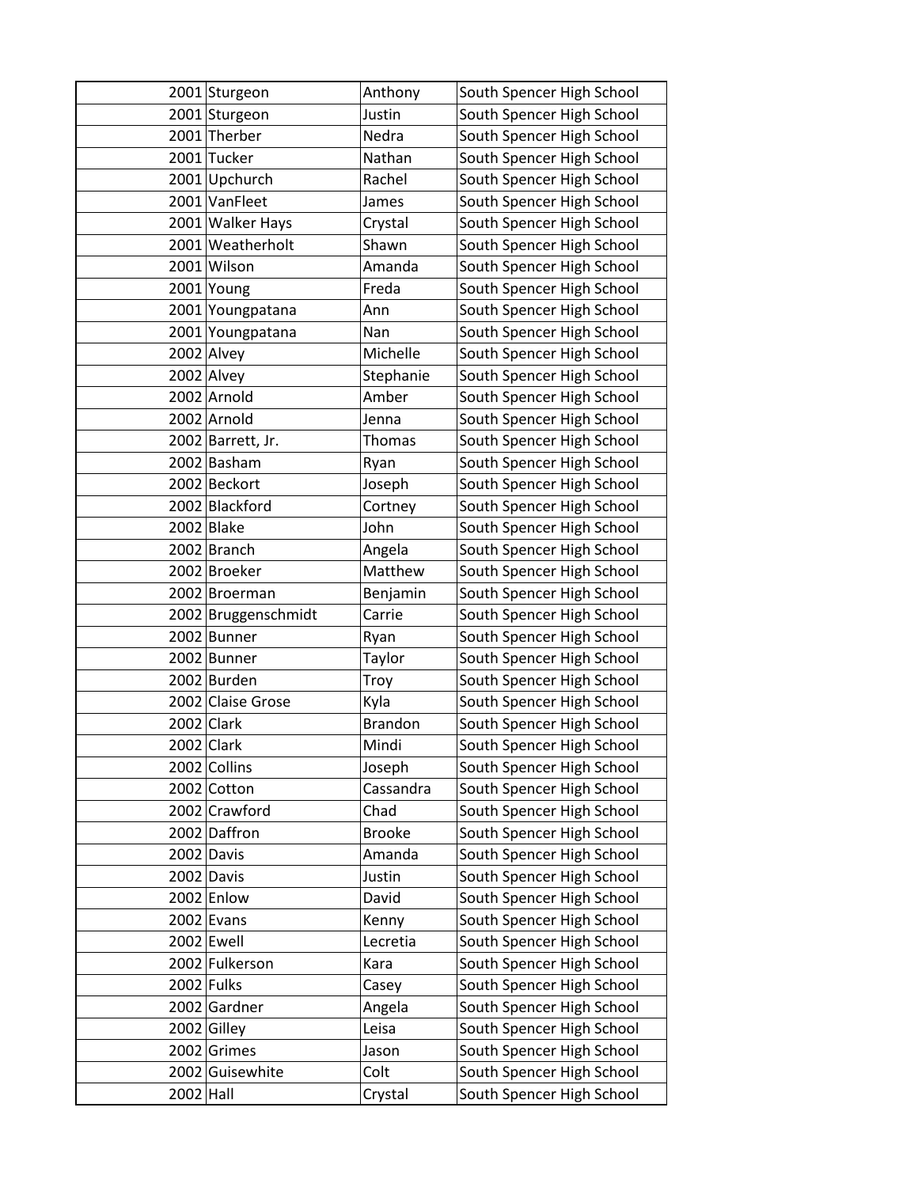| | | | |
|---|---|---|---|
| 2001 | Sturgeon | Anthony | South Spencer High School |
| 2001 | Sturgeon | Justin | South Spencer High School |
| 2001 | Therber | Nedra | South Spencer High School |
| 2001 | Tucker | Nathan | South Spencer High School |
| 2001 | Upchurch | Rachel | South Spencer High School |
| 2001 | VanFleet | James | South Spencer High School |
| 2001 | Walker Hays | Crystal | South Spencer High School |
| 2001 | Weatherholt | Shawn | South Spencer High School |
| 2001 | Wilson | Amanda | South Spencer High School |
| 2001 | Young | Freda | South Spencer High School |
| 2001 | Youngpatana | Ann | South Spencer High School |
| 2001 | Youngpatana | Nan | South Spencer High School |
| 2002 | Alvey | Michelle | South Spencer High School |
| 2002 | Alvey | Stephanie | South Spencer High School |
| 2002 | Arnold | Amber | South Spencer High School |
| 2002 | Arnold | Jenna | South Spencer High School |
| 2002 | Barrett, Jr. | Thomas | South Spencer High School |
| 2002 | Basham | Ryan | South Spencer High School |
| 2002 | Beckort | Joseph | South Spencer High School |
| 2002 | Blackford | Cortney | South Spencer High School |
| 2002 | Blake | John | South Spencer High School |
| 2002 | Branch | Angela | South Spencer High School |
| 2002 | Broeker | Matthew | South Spencer High School |
| 2002 | Broerman | Benjamin | South Spencer High School |
| 2002 | Bruggenschmidt | Carrie | South Spencer High School |
| 2002 | Bunner | Ryan | South Spencer High School |
| 2002 | Bunner | Taylor | South Spencer High School |
| 2002 | Burden | Troy | South Spencer High School |
| 2002 | Claise Grose | Kyla | South Spencer High School |
| 2002 | Clark | Brandon | South Spencer High School |
| 2002 | Clark | Mindi | South Spencer High School |
| 2002 | Collins | Joseph | South Spencer High School |
| 2002 | Cotton | Cassandra | South Spencer High School |
| 2002 | Crawford | Chad | South Spencer High School |
| 2002 | Daffron | Brooke | South Spencer High School |
| 2002 | Davis | Amanda | South Spencer High School |
| 2002 | Davis | Justin | South Spencer High School |
| 2002 | Enlow | David | South Spencer High School |
| 2002 | Evans | Kenny | South Spencer High School |
| 2002 | Ewell | Lecretia | South Spencer High School |
| 2002 | Fulkerson | Kara | South Spencer High School |
| 2002 | Fulks | Casey | South Spencer High School |
| 2002 | Gardner | Angela | South Spencer High School |
| 2002 | Gilley | Leisa | South Spencer High School |
| 2002 | Grimes | Jason | South Spencer High School |
| 2002 | Guisewhite | Colt | South Spencer High School |
| 2002 | Hall | Crystal | South Spencer High School |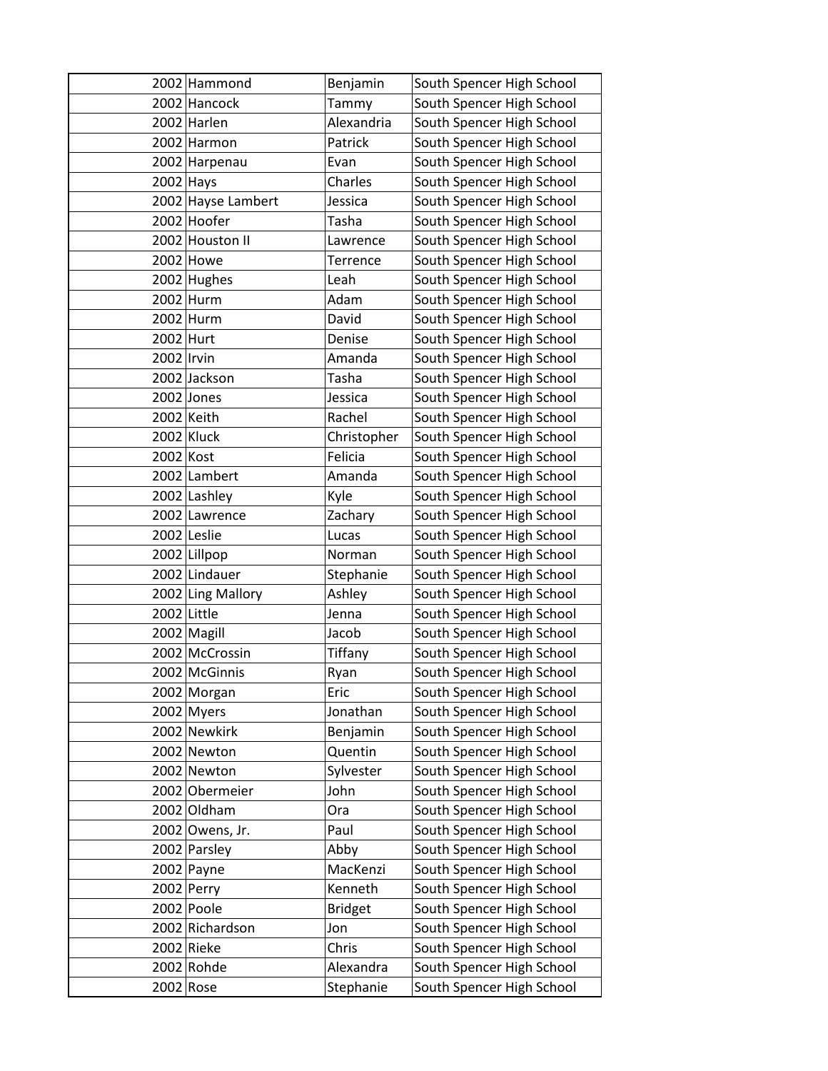| 2002 | Hammond | Benjamin | South Spencer High School |
|---|---|---|---|
| 2002 | Hancock | Tammy | South Spencer High School |
| 2002 | Harlen | Alexandria | South Spencer High School |
| 2002 | Harmon | Patrick | South Spencer High School |
| 2002 | Harpenau | Evan | South Spencer High School |
| 2002 | Hays | Charles | South Spencer High School |
| 2002 | Hayse Lambert | Jessica | South Spencer High School |
| 2002 | Hoofer | Tasha | South Spencer High School |
| 2002 | Houston II | Lawrence | South Spencer High School |
| 2002 | Howe | Terrence | South Spencer High School |
| 2002 | Hughes | Leah | South Spencer High School |
| 2002 | Hurm | Adam | South Spencer High School |
| 2002 | Hurm | David | South Spencer High School |
| 2002 | Hurt | Denise | South Spencer High School |
| 2002 | Irvin | Amanda | South Spencer High School |
| 2002 | Jackson | Tasha | South Spencer High School |
| 2002 | Jones | Jessica | South Spencer High School |
| 2002 | Keith | Rachel | South Spencer High School |
| 2002 | Kluck | Christopher | South Spencer High School |
| 2002 | Kost | Felicia | South Spencer High School |
| 2002 | Lambert | Amanda | South Spencer High School |
| 2002 | Lashley | Kyle | South Spencer High School |
| 2002 | Lawrence | Zachary | South Spencer High School |
| 2002 | Leslie | Lucas | South Spencer High School |
| 2002 | Lillpop | Norman | South Spencer High School |
| 2002 | Lindauer | Stephanie | South Spencer High School |
| 2002 | Ling Mallory | Ashley | South Spencer High School |
| 2002 | Little | Jenna | South Spencer High School |
| 2002 | Magill | Jacob | South Spencer High School |
| 2002 | McCrossin | Tiffany | South Spencer High School |
| 2002 | McGinnis | Ryan | South Spencer High School |
| 2002 | Morgan | Eric | South Spencer High School |
| 2002 | Myers | Jonathan | South Spencer High School |
| 2002 | Newkirk | Benjamin | South Spencer High School |
| 2002 | Newton | Quentin | South Spencer High School |
| 2002 | Newton | Sylvester | South Spencer High School |
| 2002 | Obermeier | John | South Spencer High School |
| 2002 | Oldham | Ora | South Spencer High School |
| 2002 | Owens, Jr. | Paul | South Spencer High School |
| 2002 | Parsley | Abby | South Spencer High School |
| 2002 | Payne | MacKenzi | South Spencer High School |
| 2002 | Perry | Kenneth | South Spencer High School |
| 2002 | Poole | Bridget | South Spencer High School |
| 2002 | Richardson | Jon | South Spencer High School |
| 2002 | Rieke | Chris | South Spencer High School |
| 2002 | Rohde | Alexandra | South Spencer High School |
| 2002 | Rose | Stephanie | South Spencer High School |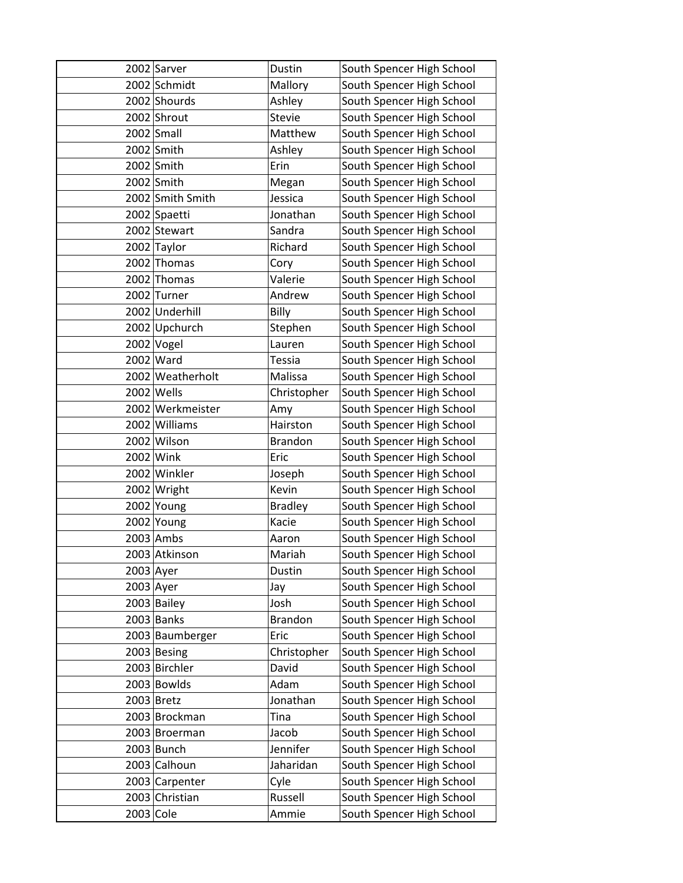| | | | |
|---|---|---|---|
| 2002 | Sarver | Dustin | South Spencer High School |
| 2002 | Schmidt | Mallory | South Spencer High School |
| 2002 | Shourds | Ashley | South Spencer High School |
| 2002 | Shrout | Stevie | South Spencer High School |
| 2002 | Small | Matthew | South Spencer High School |
| 2002 | Smith | Ashley | South Spencer High School |
| 2002 | Smith | Erin | South Spencer High School |
| 2002 | Smith | Megan | South Spencer High School |
| 2002 | Smith Smith | Jessica | South Spencer High School |
| 2002 | Spaetti | Jonathan | South Spencer High School |
| 2002 | Stewart | Sandra | South Spencer High School |
| 2002 | Taylor | Richard | South Spencer High School |
| 2002 | Thomas | Cory | South Spencer High School |
| 2002 | Thomas | Valerie | South Spencer High School |
| 2002 | Turner | Andrew | South Spencer High School |
| 2002 | Underhill | Billy | South Spencer High School |
| 2002 | Upchurch | Stephen | South Spencer High School |
| 2002 | Vogel | Lauren | South Spencer High School |
| 2002 | Ward | Tessia | South Spencer High School |
| 2002 | Weatherholt | Malissa | South Spencer High School |
| 2002 | Wells | Christopher | South Spencer High School |
| 2002 | Werkmeister | Amy | South Spencer High School |
| 2002 | Williams | Hairston | South Spencer High School |
| 2002 | Wilson | Brandon | South Spencer High School |
| 2002 | Wink | Eric | South Spencer High School |
| 2002 | Winkler | Joseph | South Spencer High School |
| 2002 | Wright | Kevin | South Spencer High School |
| 2002 | Young | Bradley | South Spencer High School |
| 2002 | Young | Kacie | South Spencer High School |
| 2003 | Ambs | Aaron | South Spencer High School |
| 2003 | Atkinson | Mariah | South Spencer High School |
| 2003 | Ayer | Dustin | South Spencer High School |
| 2003 | Ayer | Jay | South Spencer High School |
| 2003 | Bailey | Josh | South Spencer High School |
| 2003 | Banks | Brandon | South Spencer High School |
| 2003 | Baumberger | Eric | South Spencer High School |
| 2003 | Besing | Christopher | South Spencer High School |
| 2003 | Birchler | David | South Spencer High School |
| 2003 | Bowlds | Adam | South Spencer High School |
| 2003 | Bretz | Jonathan | South Spencer High School |
| 2003 | Brockman | Tina | South Spencer High School |
| 2003 | Broerman | Jacob | South Spencer High School |
| 2003 | Bunch | Jennifer | South Spencer High School |
| 2003 | Calhoun | Jaharidan | South Spencer High School |
| 2003 | Carpenter | Cyle | South Spencer High School |
| 2003 | Christian | Russell | South Spencer High School |
| 2003 | Cole | Ammie | South Spencer High School |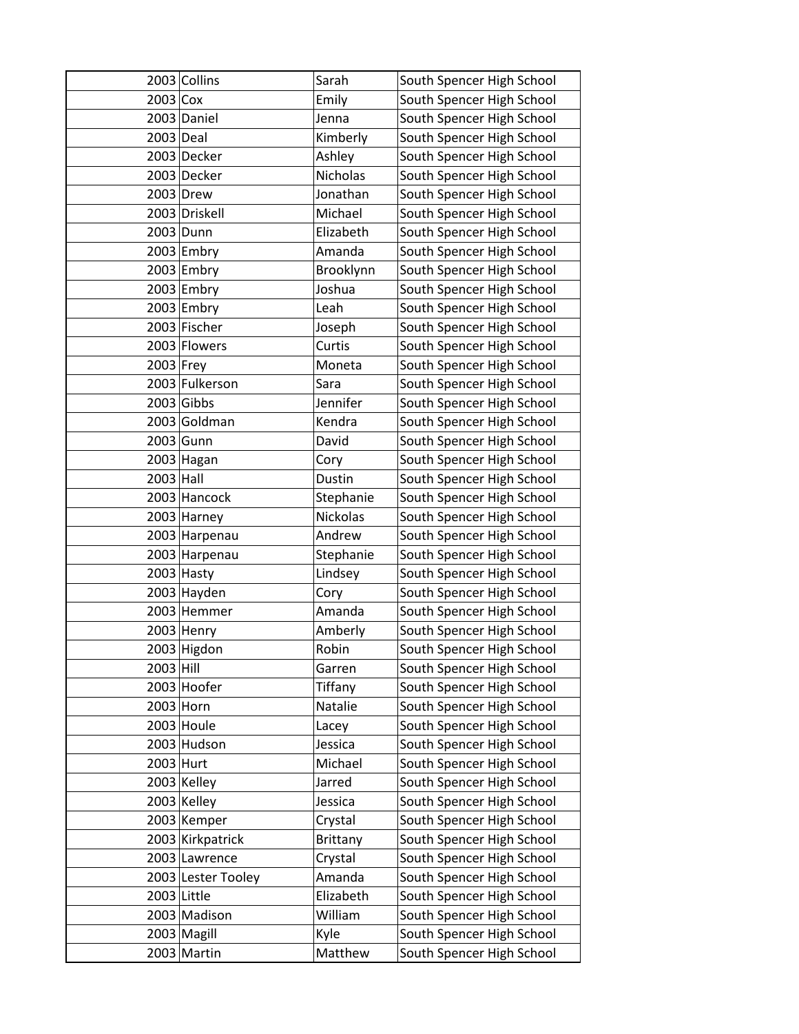| | | | |
|---|---|---|---|
| 2003 | Collins | Sarah | South Spencer High School |
| 2003 | Cox | Emily | South Spencer High School |
| 2003 | Daniel | Jenna | South Spencer High School |
| 2003 | Deal | Kimberly | South Spencer High School |
| 2003 | Decker | Ashley | South Spencer High School |
| 2003 | Decker | Nicholas | South Spencer High School |
| 2003 | Drew | Jonathan | South Spencer High School |
| 2003 | Driskell | Michael | South Spencer High School |
| 2003 | Dunn | Elizabeth | South Spencer High School |
| 2003 | Embry | Amanda | South Spencer High School |
| 2003 | Embry | Brooklynn | South Spencer High School |
| 2003 | Embry | Joshua | South Spencer High School |
| 2003 | Embry | Leah | South Spencer High School |
| 2003 | Fischer | Joseph | South Spencer High School |
| 2003 | Flowers | Curtis | South Spencer High School |
| 2003 | Frey | Moneta | South Spencer High School |
| 2003 | Fulkerson | Sara | South Spencer High School |
| 2003 | Gibbs | Jennifer | South Spencer High School |
| 2003 | Goldman | Kendra | South Spencer High School |
| 2003 | Gunn | David | South Spencer High School |
| 2003 | Hagan | Cory | South Spencer High School |
| 2003 | Hall | Dustin | South Spencer High School |
| 2003 | Hancock | Stephanie | South Spencer High School |
| 2003 | Harney | Nickolas | South Spencer High School |
| 2003 | Harpenau | Andrew | South Spencer High School |
| 2003 | Harpenau | Stephanie | South Spencer High School |
| 2003 | Hasty | Lindsey | South Spencer High School |
| 2003 | Hayden | Cory | South Spencer High School |
| 2003 | Hemmer | Amanda | South Spencer High School |
| 2003 | Henry | Amberly | South Spencer High School |
| 2003 | Higdon | Robin | South Spencer High School |
| 2003 | Hill | Garren | South Spencer High School |
| 2003 | Hoofer | Tiffany | South Spencer High School |
| 2003 | Horn | Natalie | South Spencer High School |
| 2003 | Houle | Lacey | South Spencer High School |
| 2003 | Hudson | Jessica | South Spencer High School |
| 2003 | Hurt | Michael | South Spencer High School |
| 2003 | Kelley | Jarred | South Spencer High School |
| 2003 | Kelley | Jessica | South Spencer High School |
| 2003 | Kemper | Crystal | South Spencer High School |
| 2003 | Kirkpatrick | Brittany | South Spencer High School |
| 2003 | Lawrence | Crystal | South Spencer High School |
| 2003 | Lester Tooley | Amanda | South Spencer High School |
| 2003 | Little | Elizabeth | South Spencer High School |
| 2003 | Madison | William | South Spencer High School |
| 2003 | Magill | Kyle | South Spencer High School |
| 2003 | Martin | Matthew | South Spencer High School |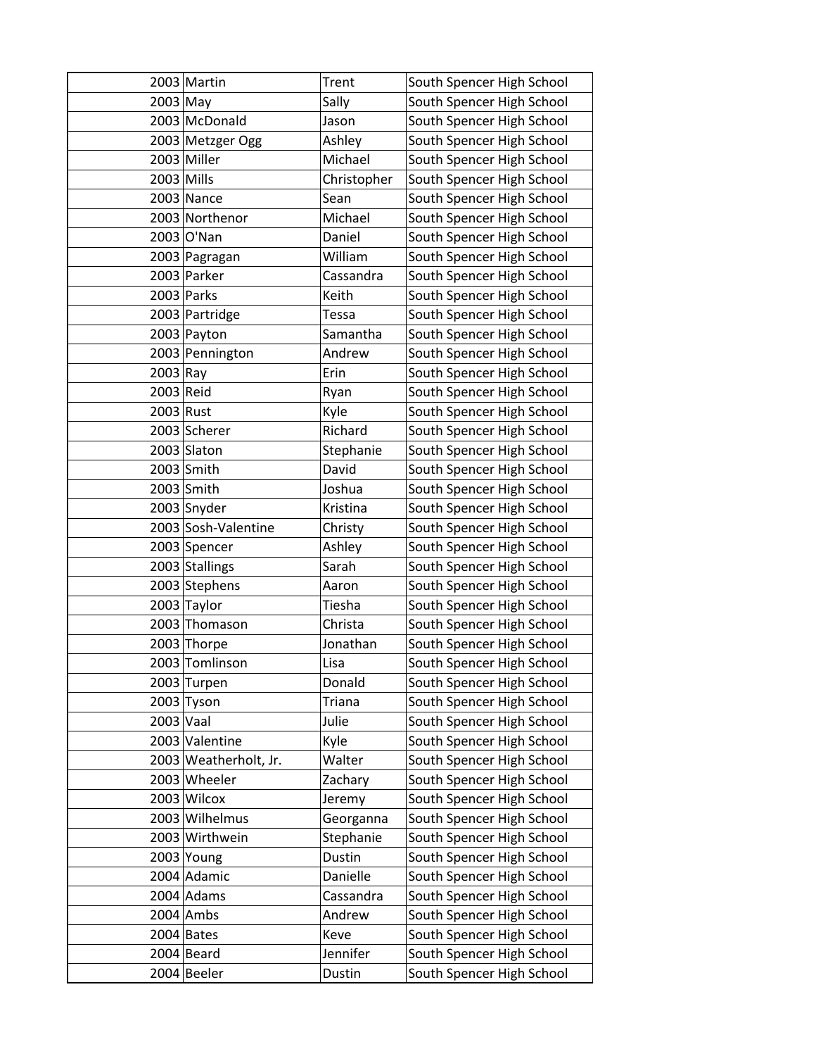| | | | |
|---|---|---|---|
| 2003 | Martin | Trent | South Spencer High School |
| 2003 | May | Sally | South Spencer High School |
| 2003 | McDonald | Jason | South Spencer High School |
| 2003 | Metzger Ogg | Ashley | South Spencer High School |
| 2003 | Miller | Michael | South Spencer High School |
| 2003 | Mills | Christopher | South Spencer High School |
| 2003 | Nance | Sean | South Spencer High School |
| 2003 | Northenor | Michael | South Spencer High School |
| 2003 | O'Nan | Daniel | South Spencer High School |
| 2003 | Pagragan | William | South Spencer High School |
| 2003 | Parker | Cassandra | South Spencer High School |
| 2003 | Parks | Keith | South Spencer High School |
| 2003 | Partridge | Tessa | South Spencer High School |
| 2003 | Payton | Samantha | South Spencer High School |
| 2003 | Pennington | Andrew | South Spencer High School |
| 2003 | Ray | Erin | South Spencer High School |
| 2003 | Reid | Ryan | South Spencer High School |
| 2003 | Rust | Kyle | South Spencer High School |
| 2003 | Scherer | Richard | South Spencer High School |
| 2003 | Slaton | Stephanie | South Spencer High School |
| 2003 | Smith | David | South Spencer High School |
| 2003 | Smith | Joshua | South Spencer High School |
| 2003 | Snyder | Kristina | South Spencer High School |
| 2003 | Sosh-Valentine | Christy | South Spencer High School |
| 2003 | Spencer | Ashley | South Spencer High School |
| 2003 | Stallings | Sarah | South Spencer High School |
| 2003 | Stephens | Aaron | South Spencer High School |
| 2003 | Taylor | Tiesha | South Spencer High School |
| 2003 | Thomason | Christa | South Spencer High School |
| 2003 | Thorpe | Jonathan | South Spencer High School |
| 2003 | Tomlinson | Lisa | South Spencer High School |
| 2003 | Turpen | Donald | South Spencer High School |
| 2003 | Tyson | Triana | South Spencer High School |
| 2003 | Vaal | Julie | South Spencer High School |
| 2003 | Valentine | Kyle | South Spencer High School |
| 2003 | Weatherholt, Jr. | Walter | South Spencer High School |
| 2003 | Wheeler | Zachary | South Spencer High School |
| 2003 | Wilcox | Jeremy | South Spencer High School |
| 2003 | Wilhelmus | Georganna | South Spencer High School |
| 2003 | Wirthwein | Stephanie | South Spencer High School |
| 2003 | Young | Dustin | South Spencer High School |
| 2004 | Adamic | Danielle | South Spencer High School |
| 2004 | Adams | Cassandra | South Spencer High School |
| 2004 | Ambs | Andrew | South Spencer High School |
| 2004 | Bates | Keve | South Spencer High School |
| 2004 | Beard | Jennifer | South Spencer High School |
| 2004 | Beeler | Dustin | South Spencer High School |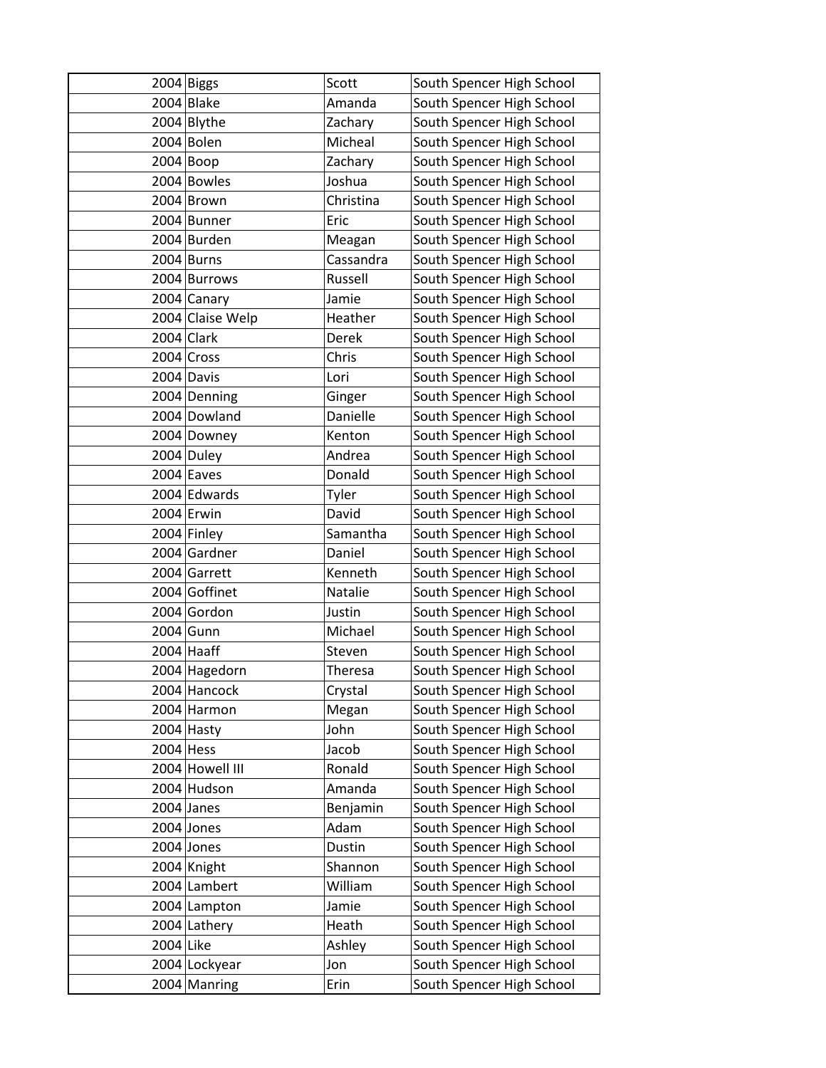| | | | |
|---|---|---|---|
| 2004 | Biggs | Scott | South Spencer High School |
| 2004 | Blake | Amanda | South Spencer High School |
| 2004 | Blythe | Zachary | South Spencer High School |
| 2004 | Bolen | Micheal | South Spencer High School |
| 2004 | Boop | Zachary | South Spencer High School |
| 2004 | Bowles | Joshua | South Spencer High School |
| 2004 | Brown | Christina | South Spencer High School |
| 2004 | Bunner | Eric | South Spencer High School |
| 2004 | Burden | Meagan | South Spencer High School |
| 2004 | Burns | Cassandra | South Spencer High School |
| 2004 | Burrows | Russell | South Spencer High School |
| 2004 | Canary | Jamie | South Spencer High School |
| 2004 | Claise Welp | Heather | South Spencer High School |
| 2004 | Clark | Derek | South Spencer High School |
| 2004 | Cross | Chris | South Spencer High School |
| 2004 | Davis | Lori | South Spencer High School |
| 2004 | Denning | Ginger | South Spencer High School |
| 2004 | Dowland | Danielle | South Spencer High School |
| 2004 | Downey | Kenton | South Spencer High School |
| 2004 | Duley | Andrea | South Spencer High School |
| 2004 | Eaves | Donald | South Spencer High School |
| 2004 | Edwards | Tyler | South Spencer High School |
| 2004 | Erwin | David | South Spencer High School |
| 2004 | Finley | Samantha | South Spencer High School |
| 2004 | Gardner | Daniel | South Spencer High School |
| 2004 | Garrett | Kenneth | South Spencer High School |
| 2004 | Goffinet | Natalie | South Spencer High School |
| 2004 | Gordon | Justin | South Spencer High School |
| 2004 | Gunn | Michael | South Spencer High School |
| 2004 | Haaff | Steven | South Spencer High School |
| 2004 | Hagedorn | Theresa | South Spencer High School |
| 2004 | Hancock | Crystal | South Spencer High School |
| 2004 | Harmon | Megan | South Spencer High School |
| 2004 | Hasty | John | South Spencer High School |
| 2004 | Hess | Jacob | South Spencer High School |
| 2004 | Howell III | Ronald | South Spencer High School |
| 2004 | Hudson | Amanda | South Spencer High School |
| 2004 | Janes | Benjamin | South Spencer High School |
| 2004 | Jones | Adam | South Spencer High School |
| 2004 | Jones | Dustin | South Spencer High School |
| 2004 | Knight | Shannon | South Spencer High School |
| 2004 | Lambert | William | South Spencer High School |
| 2004 | Lampton | Jamie | South Spencer High School |
| 2004 | Lathery | Heath | South Spencer High School |
| 2004 | Like | Ashley | South Spencer High School |
| 2004 | Lockyear | Jon | South Spencer High School |
| 2004 | Manring | Erin | South Spencer High School |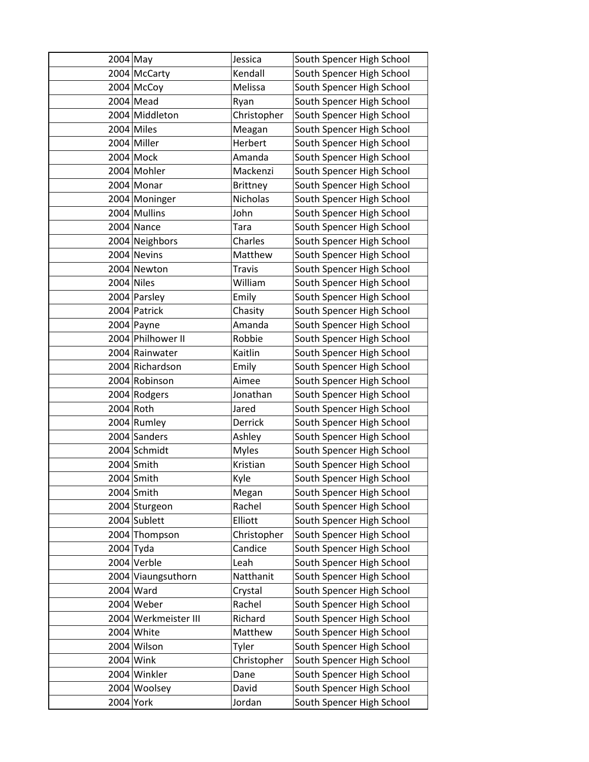| | | | |
|---|---|---|---|
| 2004 | May | Jessica | South Spencer High School |
| 2004 | McCarty | Kendall | South Spencer High School |
| 2004 | McCoy | Melissa | South Spencer High School |
| 2004 | Mead | Ryan | South Spencer High School |
| 2004 | Middleton | Christopher | South Spencer High School |
| 2004 | Miles | Meagan | South Spencer High School |
| 2004 | Miller | Herbert | South Spencer High School |
| 2004 | Mock | Amanda | South Spencer High School |
| 2004 | Mohler | Mackenzi | South Spencer High School |
| 2004 | Monar | Brittney | South Spencer High School |
| 2004 | Moninger | Nicholas | South Spencer High School |
| 2004 | Mullins | John | South Spencer High School |
| 2004 | Nance | Tara | South Spencer High School |
| 2004 | Neighbors | Charles | South Spencer High School |
| 2004 | Nevins | Matthew | South Spencer High School |
| 2004 | Newton | Travis | South Spencer High School |
| 2004 | Niles | William | South Spencer High School |
| 2004 | Parsley | Emily | South Spencer High School |
| 2004 | Patrick | Chasity | South Spencer High School |
| 2004 | Payne | Amanda | South Spencer High School |
| 2004 | Philhower II | Robbie | South Spencer High School |
| 2004 | Rainwater | Kaitlin | South Spencer High School |
| 2004 | Richardson | Emily | South Spencer High School |
| 2004 | Robinson | Aimee | South Spencer High School |
| 2004 | Rodgers | Jonathan | South Spencer High School |
| 2004 | Roth | Jared | South Spencer High School |
| 2004 | Rumley | Derrick | South Spencer High School |
| 2004 | Sanders | Ashley | South Spencer High School |
| 2004 | Schmidt | Myles | South Spencer High School |
| 2004 | Smith | Kristian | South Spencer High School |
| 2004 | Smith | Kyle | South Spencer High School |
| 2004 | Smith | Megan | South Spencer High School |
| 2004 | Sturgeon | Rachel | South Spencer High School |
| 2004 | Sublett | Elliott | South Spencer High School |
| 2004 | Thompson | Christopher | South Spencer High School |
| 2004 | Tyda | Candice | South Spencer High School |
| 2004 | Verble | Leah | South Spencer High School |
| 2004 | Viaungsuthorn | Natthanit | South Spencer High School |
| 2004 | Ward | Crystal | South Spencer High School |
| 2004 | Weber | Rachel | South Spencer High School |
| 2004 | Werkmeister III | Richard | South Spencer High School |
| 2004 | White | Matthew | South Spencer High School |
| 2004 | Wilson | Tyler | South Spencer High School |
| 2004 | Wink | Christopher | South Spencer High School |
| 2004 | Winkler | Dane | South Spencer High School |
| 2004 | Woolsey | David | South Spencer High School |
| 2004 | York | Jordan | South Spencer High School |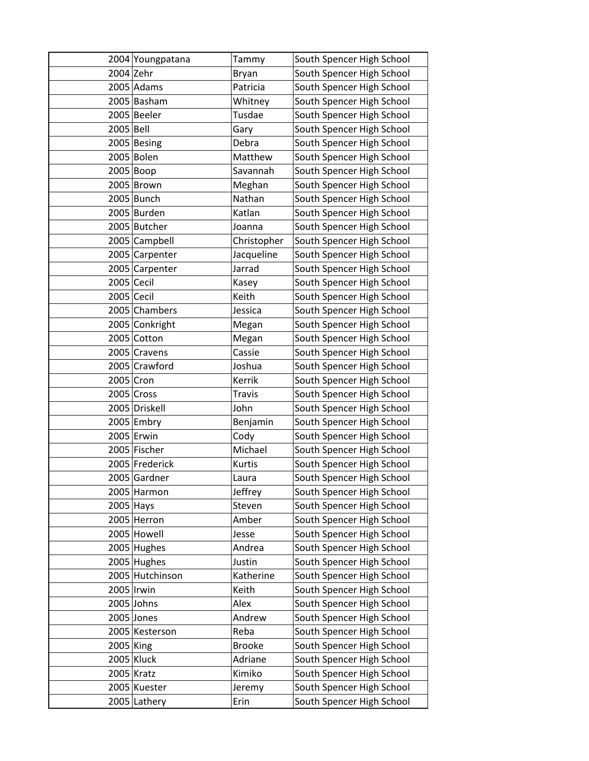| | | | |
|---|---|---|---|
| 2004 | Youngpatana | Tammy | South Spencer High School |
| 2004 | Zehr | Bryan | South Spencer High School |
| 2005 | Adams | Patricia | South Spencer High School |
| 2005 | Basham | Whitney | South Spencer High School |
| 2005 | Beeler | Tusdae | South Spencer High School |
| 2005 | Bell | Gary | South Spencer High School |
| 2005 | Besing | Debra | South Spencer High School |
| 2005 | Bolen | Matthew | South Spencer High School |
| 2005 | Boop | Savannah | South Spencer High School |
| 2005 | Brown | Meghan | South Spencer High School |
| 2005 | Bunch | Nathan | South Spencer High School |
| 2005 | Burden | Katlan | South Spencer High School |
| 2005 | Butcher | Joanna | South Spencer High School |
| 2005 | Campbell | Christopher | South Spencer High School |
| 2005 | Carpenter | Jacqueline | South Spencer High School |
| 2005 | Carpenter | Jarrad | South Spencer High School |
| 2005 | Cecil | Kasey | South Spencer High School |
| 2005 | Cecil | Keith | South Spencer High School |
| 2005 | Chambers | Jessica | South Spencer High School |
| 2005 | Conkright | Megan | South Spencer High School |
| 2005 | Cotton | Megan | South Spencer High School |
| 2005 | Cravens | Cassie | South Spencer High School |
| 2005 | Crawford | Joshua | South Spencer High School |
| 2005 | Cron | Kerrik | South Spencer High School |
| 2005 | Cross | Travis | South Spencer High School |
| 2005 | Driskell | John | South Spencer High School |
| 2005 | Embry | Benjamin | South Spencer High School |
| 2005 | Erwin | Cody | South Spencer High School |
| 2005 | Fischer | Michael | South Spencer High School |
| 2005 | Frederick | Kurtis | South Spencer High School |
| 2005 | Gardner | Laura | South Spencer High School |
| 2005 | Harmon | Jeffrey | South Spencer High School |
| 2005 | Hays | Steven | South Spencer High School |
| 2005 | Herron | Amber | South Spencer High School |
| 2005 | Howell | Jesse | South Spencer High School |
| 2005 | Hughes | Andrea | South Spencer High School |
| 2005 | Hughes | Justin | South Spencer High School |
| 2005 | Hutchinson | Katherine | South Spencer High School |
| 2005 | Irwin | Keith | South Spencer High School |
| 2005 | Johns | Alex | South Spencer High School |
| 2005 | Jones | Andrew | South Spencer High School |
| 2005 | Kesterson | Reba | South Spencer High School |
| 2005 | King | Brooke | South Spencer High School |
| 2005 | Kluck | Adriane | South Spencer High School |
| 2005 | Kratz | Kimiko | South Spencer High School |
| 2005 | Kuester | Jeremy | South Spencer High School |
| 2005 | Lathery | Erin | South Spencer High School |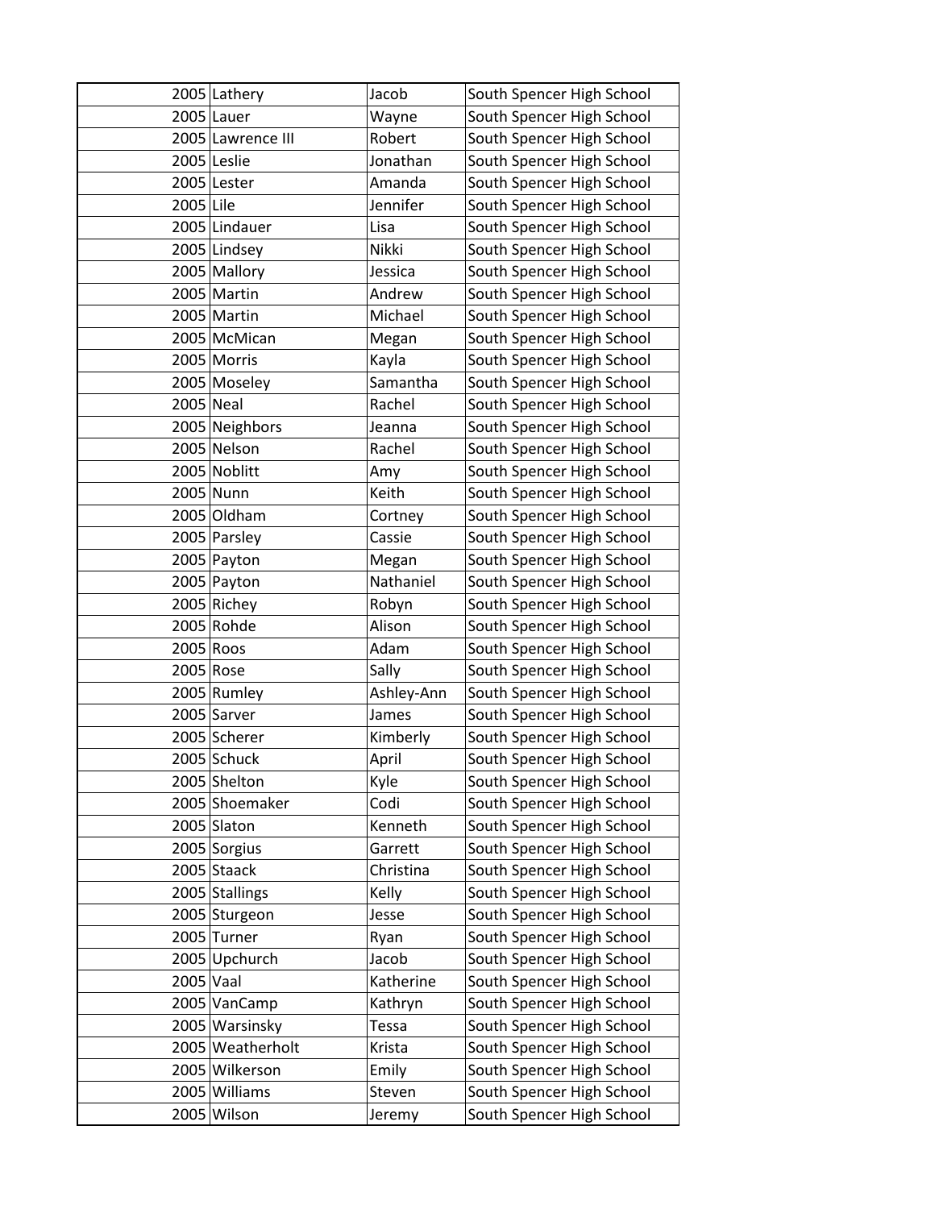| | | | |
|---|---|---|---|
| 2005 | Lathery | Jacob | South Spencer High School |
| 2005 | Lauer | Wayne | South Spencer High School |
| 2005 | Lawrence III | Robert | South Spencer High School |
| 2005 | Leslie | Jonathan | South Spencer High School |
| 2005 | Lester | Amanda | South Spencer High School |
| 2005 | Lile | Jennifer | South Spencer High School |
| 2005 | Lindauer | Lisa | South Spencer High School |
| 2005 | Lindsey | Nikki | South Spencer High School |
| 2005 | Mallory | Jessica | South Spencer High School |
| 2005 | Martin | Andrew | South Spencer High School |
| 2005 | Martin | Michael | South Spencer High School |
| 2005 | McMican | Megan | South Spencer High School |
| 2005 | Morris | Kayla | South Spencer High School |
| 2005 | Moseley | Samantha | South Spencer High School |
| 2005 | Neal | Rachel | South Spencer High School |
| 2005 | Neighbors | Jeanna | South Spencer High School |
| 2005 | Nelson | Rachel | South Spencer High School |
| 2005 | Noblitt | Amy | South Spencer High School |
| 2005 | Nunn | Keith | South Spencer High School |
| 2005 | Oldham | Cortney | South Spencer High School |
| 2005 | Parsley | Cassie | South Spencer High School |
| 2005 | Payton | Megan | South Spencer High School |
| 2005 | Payton | Nathaniel | South Spencer High School |
| 2005 | Richey | Robyn | South Spencer High School |
| 2005 | Rohde | Alison | South Spencer High School |
| 2005 | Roos | Adam | South Spencer High School |
| 2005 | Rose | Sally | South Spencer High School |
| 2005 | Rumley | Ashley-Ann | South Spencer High School |
| 2005 | Sarver | James | South Spencer High School |
| 2005 | Scherer | Kimberly | South Spencer High School |
| 2005 | Schuck | April | South Spencer High School |
| 2005 | Shelton | Kyle | South Spencer High School |
| 2005 | Shoemaker | Codi | South Spencer High School |
| 2005 | Slaton | Kenneth | South Spencer High School |
| 2005 | Sorgius | Garrett | South Spencer High School |
| 2005 | Staack | Christina | South Spencer High School |
| 2005 | Stallings | Kelly | South Spencer High School |
| 2005 | Sturgeon | Jesse | South Spencer High School |
| 2005 | Turner | Ryan | South Spencer High School |
| 2005 | Upchurch | Jacob | South Spencer High School |
| 2005 | Vaal | Katherine | South Spencer High School |
| 2005 | VanCamp | Kathryn | South Spencer High School |
| 2005 | Warsinsky | Tessa | South Spencer High School |
| 2005 | Weatherholt | Krista | South Spencer High School |
| 2005 | Wilkerson | Emily | South Spencer High School |
| 2005 | Williams | Steven | South Spencer High School |
| 2005 | Wilson | Jeremy | South Spencer High School |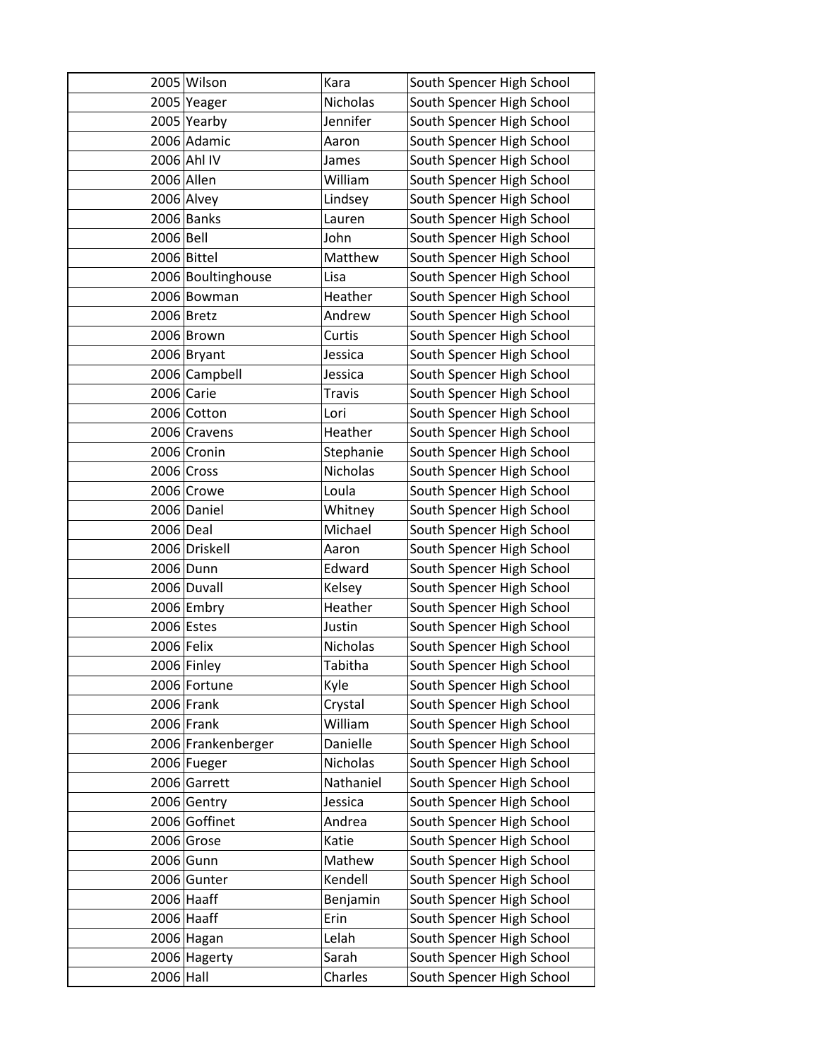| | | | |
|---|---|---|---|
| 2005 | Wilson | Kara | South Spencer High School |
| 2005 | Yeager | Nicholas | South Spencer High School |
| 2005 | Yearby | Jennifer | South Spencer High School |
| 2006 | Adamic | Aaron | South Spencer High School |
| 2006 | Ahl IV | James | South Spencer High School |
| 2006 | Allen | William | South Spencer High School |
| 2006 | Alvey | Lindsey | South Spencer High School |
| 2006 | Banks | Lauren | South Spencer High School |
| 2006 | Bell | John | South Spencer High School |
| 2006 | Bittel | Matthew | South Spencer High School |
| 2006 | Boultinghouse | Lisa | South Spencer High School |
| 2006 | Bowman | Heather | South Spencer High School |
| 2006 | Bretz | Andrew | South Spencer High School |
| 2006 | Brown | Curtis | South Spencer High School |
| 2006 | Bryant | Jessica | South Spencer High School |
| 2006 | Campbell | Jessica | South Spencer High School |
| 2006 | Carie | Travis | South Spencer High School |
| 2006 | Cotton | Lori | South Spencer High School |
| 2006 | Cravens | Heather | South Spencer High School |
| 2006 | Cronin | Stephanie | South Spencer High School |
| 2006 | Cross | Nicholas | South Spencer High School |
| 2006 | Crowe | Loula | South Spencer High School |
| 2006 | Daniel | Whitney | South Spencer High School |
| 2006 | Deal | Michael | South Spencer High School |
| 2006 | Driskell | Aaron | South Spencer High School |
| 2006 | Dunn | Edward | South Spencer High School |
| 2006 | Duvall | Kelsey | South Spencer High School |
| 2006 | Embry | Heather | South Spencer High School |
| 2006 | Estes | Justin | South Spencer High School |
| 2006 | Felix | Nicholas | South Spencer High School |
| 2006 | Finley | Tabitha | South Spencer High School |
| 2006 | Fortune | Kyle | South Spencer High School |
| 2006 | Frank | Crystal | South Spencer High School |
| 2006 | Frank | William | South Spencer High School |
| 2006 | Frankenberger | Danielle | South Spencer High School |
| 2006 | Fueger | Nicholas | South Spencer High School |
| 2006 | Garrett | Nathaniel | South Spencer High School |
| 2006 | Gentry | Jessica | South Spencer High School |
| 2006 | Goffinet | Andrea | South Spencer High School |
| 2006 | Grose | Katie | South Spencer High School |
| 2006 | Gunn | Mathew | South Spencer High School |
| 2006 | Gunter | Kendell | South Spencer High School |
| 2006 | Haaff | Benjamin | South Spencer High School |
| 2006 | Haaff | Erin | South Spencer High School |
| 2006 | Hagan | Lelah | South Spencer High School |
| 2006 | Hagerty | Sarah | South Spencer High School |
| 2006 | Hall | Charles | South Spencer High School |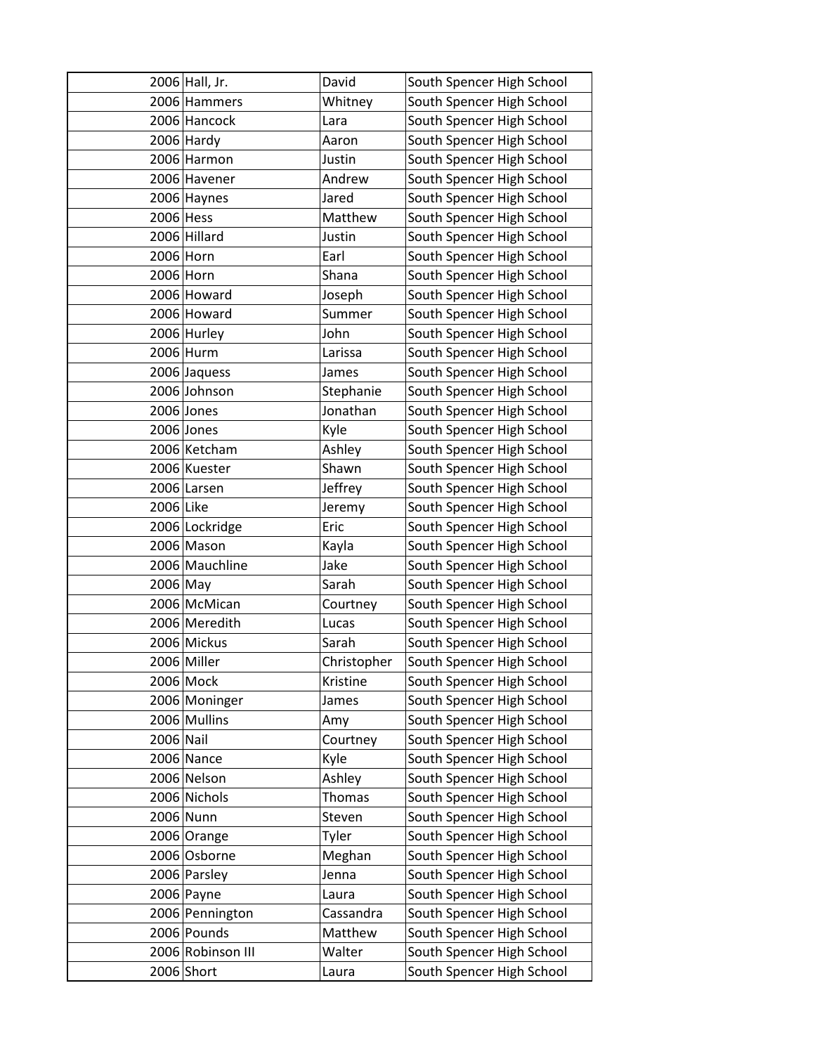| | | | |
|---|---|---|---|
| 2006 | Hall, Jr. | David | South Spencer High School |
| 2006 | Hammers | Whitney | South Spencer High School |
| 2006 | Hancock | Lara | South Spencer High School |
| 2006 | Hardy | Aaron | South Spencer High School |
| 2006 | Harmon | Justin | South Spencer High School |
| 2006 | Havener | Andrew | South Spencer High School |
| 2006 | Haynes | Jared | South Spencer High School |
| 2006 | Hess | Matthew | South Spencer High School |
| 2006 | Hillard | Justin | South Spencer High School |
| 2006 | Horn | Earl | South Spencer High School |
| 2006 | Horn | Shana | South Spencer High School |
| 2006 | Howard | Joseph | South Spencer High School |
| 2006 | Howard | Summer | South Spencer High School |
| 2006 | Hurley | John | South Spencer High School |
| 2006 | Hurm | Larissa | South Spencer High School |
| 2006 | Jaquess | James | South Spencer High School |
| 2006 | Johnson | Stephanie | South Spencer High School |
| 2006 | Jones | Jonathan | South Spencer High School |
| 2006 | Jones | Kyle | South Spencer High School |
| 2006 | Ketcham | Ashley | South Spencer High School |
| 2006 | Kuester | Shawn | South Spencer High School |
| 2006 | Larsen | Jeffrey | South Spencer High School |
| 2006 | Like | Jeremy | South Spencer High School |
| 2006 | Lockridge | Eric | South Spencer High School |
| 2006 | Mason | Kayla | South Spencer High School |
| 2006 | Mauchline | Jake | South Spencer High School |
| 2006 | May | Sarah | South Spencer High School |
| 2006 | McMican | Courtney | South Spencer High School |
| 2006 | Meredith | Lucas | South Spencer High School |
| 2006 | Mickus | Sarah | South Spencer High School |
| 2006 | Miller | Christopher | South Spencer High School |
| 2006 | Mock | Kristine | South Spencer High School |
| 2006 | Moninger | James | South Spencer High School |
| 2006 | Mullins | Amy | South Spencer High School |
| 2006 | Nail | Courtney | South Spencer High School |
| 2006 | Nance | Kyle | South Spencer High School |
| 2006 | Nelson | Ashley | South Spencer High School |
| 2006 | Nichols | Thomas | South Spencer High School |
| 2006 | Nunn | Steven | South Spencer High School |
| 2006 | Orange | Tyler | South Spencer High School |
| 2006 | Osborne | Meghan | South Spencer High School |
| 2006 | Parsley | Jenna | South Spencer High School |
| 2006 | Payne | Laura | South Spencer High School |
| 2006 | Pennington | Cassandra | South Spencer High School |
| 2006 | Pounds | Matthew | South Spencer High School |
| 2006 | Robinson III | Walter | South Spencer High School |
| 2006 | Short | Laura | South Spencer High School |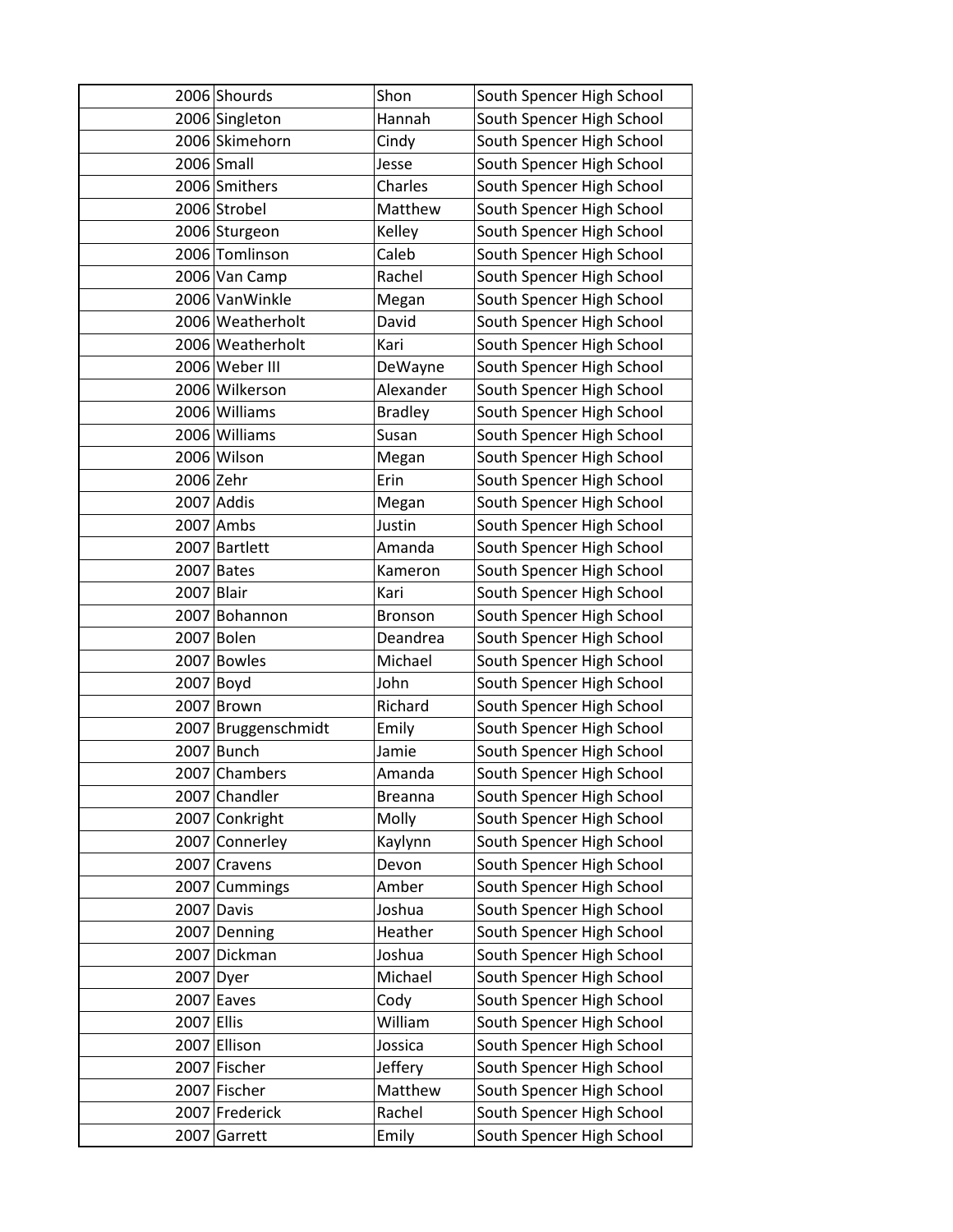| | | | |
|---|---|---|---|
| 2006 | Shourds | Shon | South Spencer High School |
| 2006 | Singleton | Hannah | South Spencer High School |
| 2006 | Skimehorn | Cindy | South Spencer High School |
| 2006 | Small | Jesse | South Spencer High School |
| 2006 | Smithers | Charles | South Spencer High School |
| 2006 | Strobel | Matthew | South Spencer High School |
| 2006 | Sturgeon | Kelley | South Spencer High School |
| 2006 | Tomlinson | Caleb | South Spencer High School |
| 2006 | Van Camp | Rachel | South Spencer High School |
| 2006 | VanWinkle | Megan | South Spencer High School |
| 2006 | Weatherholt | David | South Spencer High School |
| 2006 | Weatherholt | Kari | South Spencer High School |
| 2006 | Weber III | DeWayne | South Spencer High School |
| 2006 | Wilkerson | Alexander | South Spencer High School |
| 2006 | Williams | Bradley | South Spencer High School |
| 2006 | Williams | Susan | South Spencer High School |
| 2006 | Wilson | Megan | South Spencer High School |
| 2006 | Zehr | Erin | South Spencer High School |
| 2007 | Addis | Megan | South Spencer High School |
| 2007 | Ambs | Justin | South Spencer High School |
| 2007 | Bartlett | Amanda | South Spencer High School |
| 2007 | Bates | Kameron | South Spencer High School |
| 2007 | Blair | Kari | South Spencer High School |
| 2007 | Bohannon | Bronson | South Spencer High School |
| 2007 | Bolen | Deandrea | South Spencer High School |
| 2007 | Bowles | Michael | South Spencer High School |
| 2007 | Boyd | John | South Spencer High School |
| 2007 | Brown | Richard | South Spencer High School |
| 2007 | Bruggenschmidt | Emily | South Spencer High School |
| 2007 | Bunch | Jamie | South Spencer High School |
| 2007 | Chambers | Amanda | South Spencer High School |
| 2007 | Chandler | Breanna | South Spencer High School |
| 2007 | Conkright | Molly | South Spencer High School |
| 2007 | Connerley | Kaylynn | South Spencer High School |
| 2007 | Cravens | Devon | South Spencer High School |
| 2007 | Cummings | Amber | South Spencer High School |
| 2007 | Davis | Joshua | South Spencer High School |
| 2007 | Denning | Heather | South Spencer High School |
| 2007 | Dickman | Joshua | South Spencer High School |
| 2007 | Dyer | Michael | South Spencer High School |
| 2007 | Eaves | Cody | South Spencer High School |
| 2007 | Ellis | William | South Spencer High School |
| 2007 | Ellison | Jossica | South Spencer High School |
| 2007 | Fischer | Jeffery | South Spencer High School |
| 2007 | Fischer | Matthew | South Spencer High School |
| 2007 | Frederick | Rachel | South Spencer High School |
| 2007 | Garrett | Emily | South Spencer High School |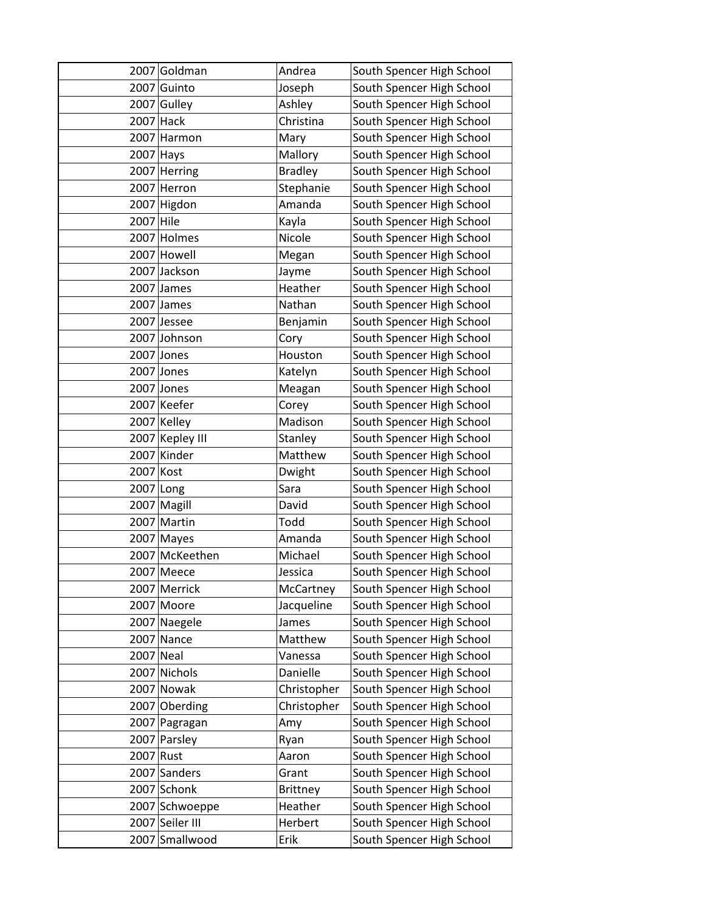| | | | |
|---|---|---|---|
| 2007 | Goldman | Andrea | South Spencer High School |
| 2007 | Guinto | Joseph | South Spencer High School |
| 2007 | Gulley | Ashley | South Spencer High School |
| 2007 | Hack | Christina | South Spencer High School |
| 2007 | Harmon | Mary | South Spencer High School |
| 2007 | Hays | Mallory | South Spencer High School |
| 2007 | Herring | Bradley | South Spencer High School |
| 2007 | Herron | Stephanie | South Spencer High School |
| 2007 | Higdon | Amanda | South Spencer High School |
| 2007 | Hile | Kayla | South Spencer High School |
| 2007 | Holmes | Nicole | South Spencer High School |
| 2007 | Howell | Megan | South Spencer High School |
| 2007 | Jackson | Jayme | South Spencer High School |
| 2007 | James | Heather | South Spencer High School |
| 2007 | James | Nathan | South Spencer High School |
| 2007 | Jessee | Benjamin | South Spencer High School |
| 2007 | Johnson | Cory | South Spencer High School |
| 2007 | Jones | Houston | South Spencer High School |
| 2007 | Jones | Katelyn | South Spencer High School |
| 2007 | Jones | Meagan | South Spencer High School |
| 2007 | Keefer | Corey | South Spencer High School |
| 2007 | Kelley | Madison | South Spencer High School |
| 2007 | Kepley III | Stanley | South Spencer High School |
| 2007 | Kinder | Matthew | South Spencer High School |
| 2007 | Kost | Dwight | South Spencer High School |
| 2007 | Long | Sara | South Spencer High School |
| 2007 | Magill | David | South Spencer High School |
| 2007 | Martin | Todd | South Spencer High School |
| 2007 | Mayes | Amanda | South Spencer High School |
| 2007 | McKeethen | Michael | South Spencer High School |
| 2007 | Meece | Jessica | South Spencer High School |
| 2007 | Merrick | McCartney | South Spencer High School |
| 2007 | Moore | Jacqueline | South Spencer High School |
| 2007 | Naegele | James | South Spencer High School |
| 2007 | Nance | Matthew | South Spencer High School |
| 2007 | Neal | Vanessa | South Spencer High School |
| 2007 | Nichols | Danielle | South Spencer High School |
| 2007 | Nowak | Christopher | South Spencer High School |
| 2007 | Oberding | Christopher | South Spencer High School |
| 2007 | Pagragan | Amy | South Spencer High School |
| 2007 | Parsley | Ryan | South Spencer High School |
| 2007 | Rust | Aaron | South Spencer High School |
| 2007 | Sanders | Grant | South Spencer High School |
| 2007 | Schonk | Brittney | South Spencer High School |
| 2007 | Schwoeppe | Heather | South Spencer High School |
| 2007 | Seiler III | Herbert | South Spencer High School |
| 2007 | Smallwood | Erik | South Spencer High School |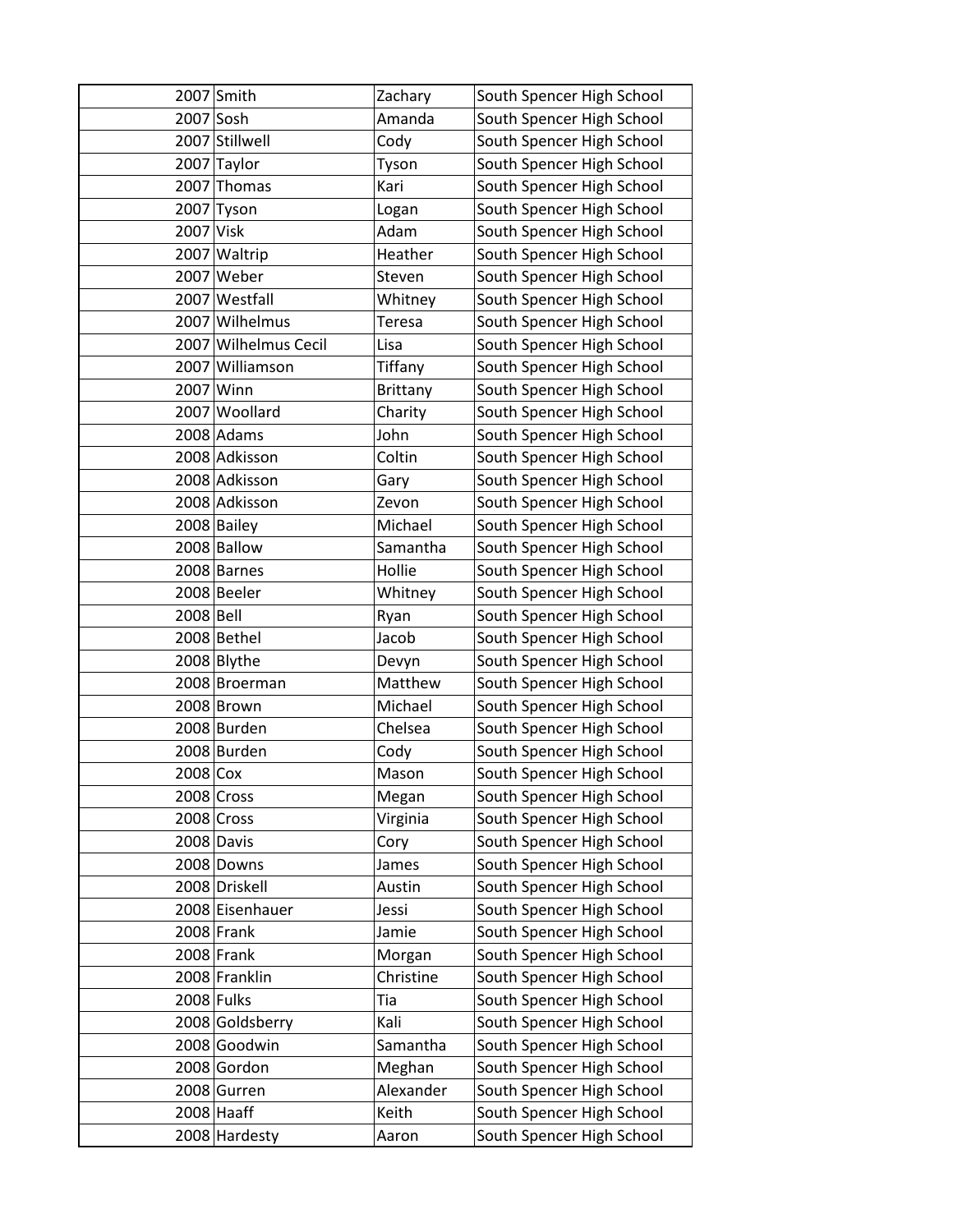| | | | |
|---|---|---|---|
| 2007 | Smith | Zachary | South Spencer High School |
| 2007 | Sosh | Amanda | South Spencer High School |
| 2007 | Stillwell | Cody | South Spencer High School |
| 2007 | Taylor | Tyson | South Spencer High School |
| 2007 | Thomas | Kari | South Spencer High School |
| 2007 | Tyson | Logan | South Spencer High School |
| 2007 | Visk | Adam | South Spencer High School |
| 2007 | Waltrip | Heather | South Spencer High School |
| 2007 | Weber | Steven | South Spencer High School |
| 2007 | Westfall | Whitney | South Spencer High School |
| 2007 | Wilhelmus | Teresa | South Spencer High School |
| 2007 | Wilhelmus Cecil | Lisa | South Spencer High School |
| 2007 | Williamson | Tiffany | South Spencer High School |
| 2007 | Winn | Brittany | South Spencer High School |
| 2007 | Woollard | Charity | South Spencer High School |
| 2008 | Adams | John | South Spencer High School |
| 2008 | Adkisson | Coltin | South Spencer High School |
| 2008 | Adkisson | Gary | South Spencer High School |
| 2008 | Adkisson | Zevon | South Spencer High School |
| 2008 | Bailey | Michael | South Spencer High School |
| 2008 | Ballow | Samantha | South Spencer High School |
| 2008 | Barnes | Hollie | South Spencer High School |
| 2008 | Beeler | Whitney | South Spencer High School |
| 2008 | Bell | Ryan | South Spencer High School |
| 2008 | Bethel | Jacob | South Spencer High School |
| 2008 | Blythe | Devyn | South Spencer High School |
| 2008 | Broerman | Matthew | South Spencer High School |
| 2008 | Brown | Michael | South Spencer High School |
| 2008 | Burden | Chelsea | South Spencer High School |
| 2008 | Burden | Cody | South Spencer High School |
| 2008 | Cox | Mason | South Spencer High School |
| 2008 | Cross | Megan | South Spencer High School |
| 2008 | Cross | Virginia | South Spencer High School |
| 2008 | Davis | Cory | South Spencer High School |
| 2008 | Downs | James | South Spencer High School |
| 2008 | Driskell | Austin | South Spencer High School |
| 2008 | Eisenhauer | Jessi | South Spencer High School |
| 2008 | Frank | Jamie | South Spencer High School |
| 2008 | Frank | Morgan | South Spencer High School |
| 2008 | Franklin | Christine | South Spencer High School |
| 2008 | Fulks | Tia | South Spencer High School |
| 2008 | Goldsberry | Kali | South Spencer High School |
| 2008 | Goodwin | Samantha | South Spencer High School |
| 2008 | Gordon | Meghan | South Spencer High School |
| 2008 | Gurren | Alexander | South Spencer High School |
| 2008 | Haaff | Keith | South Spencer High School |
| 2008 | Hardesty | Aaron | South Spencer High School |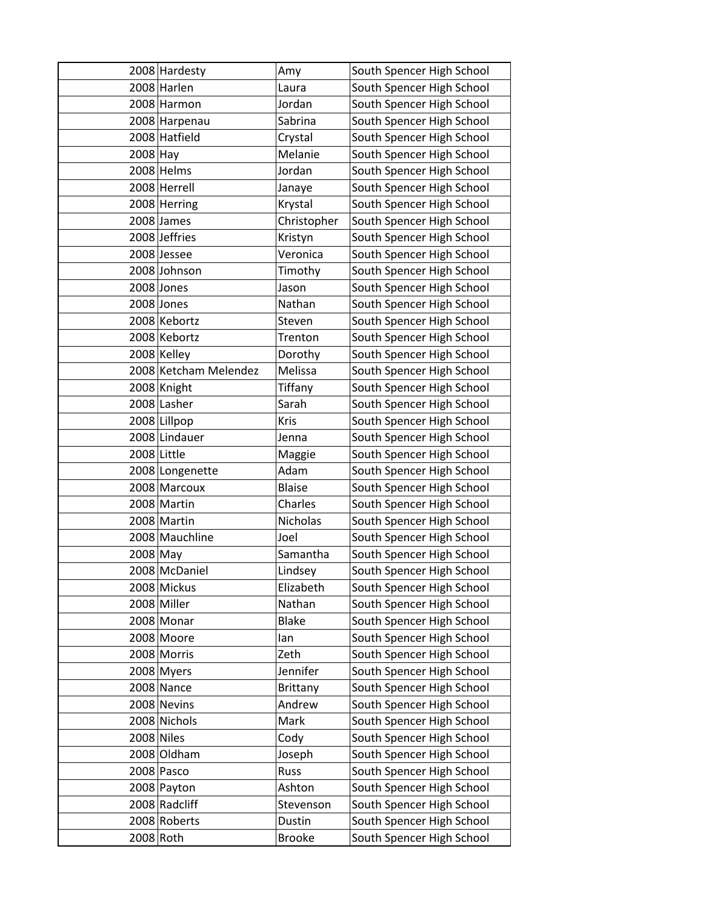| | | | |
|---|---|---|---|
| 2008 | Hardesty | Amy | South Spencer High School |
| 2008 | Harlen | Laura | South Spencer High School |
| 2008 | Harmon | Jordan | South Spencer High School |
| 2008 | Harpenau | Sabrina | South Spencer High School |
| 2008 | Hatfield | Crystal | South Spencer High School |
| 2008 | Hay | Melanie | South Spencer High School |
| 2008 | Helms | Jordan | South Spencer High School |
| 2008 | Herrell | Janaye | South Spencer High School |
| 2008 | Herring | Krystal | South Spencer High School |
| 2008 | James | Christopher | South Spencer High School |
| 2008 | Jeffries | Kristyn | South Spencer High School |
| 2008 | Jessee | Veronica | South Spencer High School |
| 2008 | Johnson | Timothy | South Spencer High School |
| 2008 | Jones | Jason | South Spencer High School |
| 2008 | Jones | Nathan | South Spencer High School |
| 2008 | Kebortz | Steven | South Spencer High School |
| 2008 | Kebortz | Trenton | South Spencer High School |
| 2008 | Kelley | Dorothy | South Spencer High School |
| 2008 | Ketcham Melendez | Melissa | South Spencer High School |
| 2008 | Knight | Tiffany | South Spencer High School |
| 2008 | Lasher | Sarah | South Spencer High School |
| 2008 | Lillpop | Kris | South Spencer High School |
| 2008 | Lindauer | Jenna | South Spencer High School |
| 2008 | Little | Maggie | South Spencer High School |
| 2008 | Longenette | Adam | South Spencer High School |
| 2008 | Marcoux | Blaise | South Spencer High School |
| 2008 | Martin | Charles | South Spencer High School |
| 2008 | Martin | Nicholas | South Spencer High School |
| 2008 | Mauchline | Joel | South Spencer High School |
| 2008 | May | Samantha | South Spencer High School |
| 2008 | McDaniel | Lindsey | South Spencer High School |
| 2008 | Mickus | Elizabeth | South Spencer High School |
| 2008 | Miller | Nathan | South Spencer High School |
| 2008 | Monar | Blake | South Spencer High School |
| 2008 | Moore | Ian | South Spencer High School |
| 2008 | Morris | Zeth | South Spencer High School |
| 2008 | Myers | Jennifer | South Spencer High School |
| 2008 | Nance | Brittany | South Spencer High School |
| 2008 | Nevins | Andrew | South Spencer High School |
| 2008 | Nichols | Mark | South Spencer High School |
| 2008 | Niles | Cody | South Spencer High School |
| 2008 | Oldham | Joseph | South Spencer High School |
| 2008 | Pasco | Russ | South Spencer High School |
| 2008 | Payton | Ashton | South Spencer High School |
| 2008 | Radcliff | Stevenson | South Spencer High School |
| 2008 | Roberts | Dustin | South Spencer High School |
| 2008 | Roth | Brooke | South Spencer High School |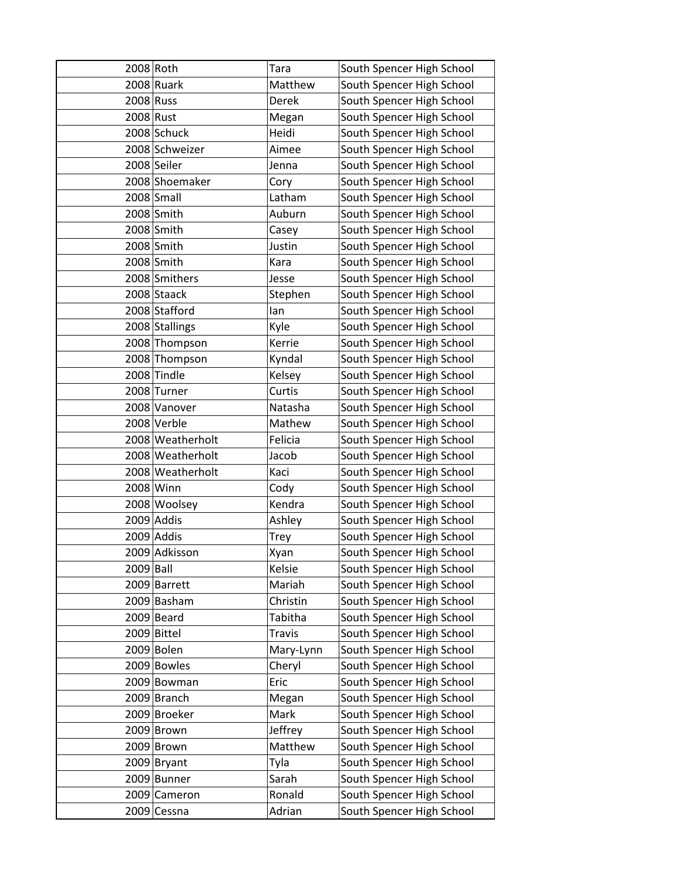| | | | |
|---|---|---|---|
| 2008 | Roth | Tara | South Spencer High School |
| 2008 | Ruark | Matthew | South Spencer High School |
| 2008 | Russ | Derek | South Spencer High School |
| 2008 | Rust | Megan | South Spencer High School |
| 2008 | Schuck | Heidi | South Spencer High School |
| 2008 | Schweizer | Aimee | South Spencer High School |
| 2008 | Seiler | Jenna | South Spencer High School |
| 2008 | Shoemaker | Cory | South Spencer High School |
| 2008 | Small | Latham | South Spencer High School |
| 2008 | Smith | Auburn | South Spencer High School |
| 2008 | Smith | Casey | South Spencer High School |
| 2008 | Smith | Justin | South Spencer High School |
| 2008 | Smith | Kara | South Spencer High School |
| 2008 | Smithers | Jesse | South Spencer High School |
| 2008 | Staack | Stephen | South Spencer High School |
| 2008 | Stafford | Ian | South Spencer High School |
| 2008 | Stallings | Kyle | South Spencer High School |
| 2008 | Thompson | Kerrie | South Spencer High School |
| 2008 | Thompson | Kyndal | South Spencer High School |
| 2008 | Tindle | Kelsey | South Spencer High School |
| 2008 | Turner | Curtis | South Spencer High School |
| 2008 | Vanover | Natasha | South Spencer High School |
| 2008 | Verble | Mathew | South Spencer High School |
| 2008 | Weatherholt | Felicia | South Spencer High School |
| 2008 | Weatherholt | Jacob | South Spencer High School |
| 2008 | Weatherholt | Kaci | South Spencer High School |
| 2008 | Winn | Cody | South Spencer High School |
| 2008 | Woolsey | Kendra | South Spencer High School |
| 2009 | Addis | Ashley | South Spencer High School |
| 2009 | Addis | Trey | South Spencer High School |
| 2009 | Adkisson | Xyan | South Spencer High School |
| 2009 | Ball | Kelsie | South Spencer High School |
| 2009 | Barrett | Mariah | South Spencer High School |
| 2009 | Basham | Christin | South Spencer High School |
| 2009 | Beard | Tabitha | South Spencer High School |
| 2009 | Bittel | Travis | South Spencer High School |
| 2009 | Bolen | Mary-Lynn | South Spencer High School |
| 2009 | Bowles | Cheryl | South Spencer High School |
| 2009 | Bowman | Eric | South Spencer High School |
| 2009 | Branch | Megan | South Spencer High School |
| 2009 | Broeker | Mark | South Spencer High School |
| 2009 | Brown | Jeffrey | South Spencer High School |
| 2009 | Brown | Matthew | South Spencer High School |
| 2009 | Bryant | Tyla | South Spencer High School |
| 2009 | Bunner | Sarah | South Spencer High School |
| 2009 | Cameron | Ronald | South Spencer High School |
| 2009 | Cessna | Adrian | South Spencer High School |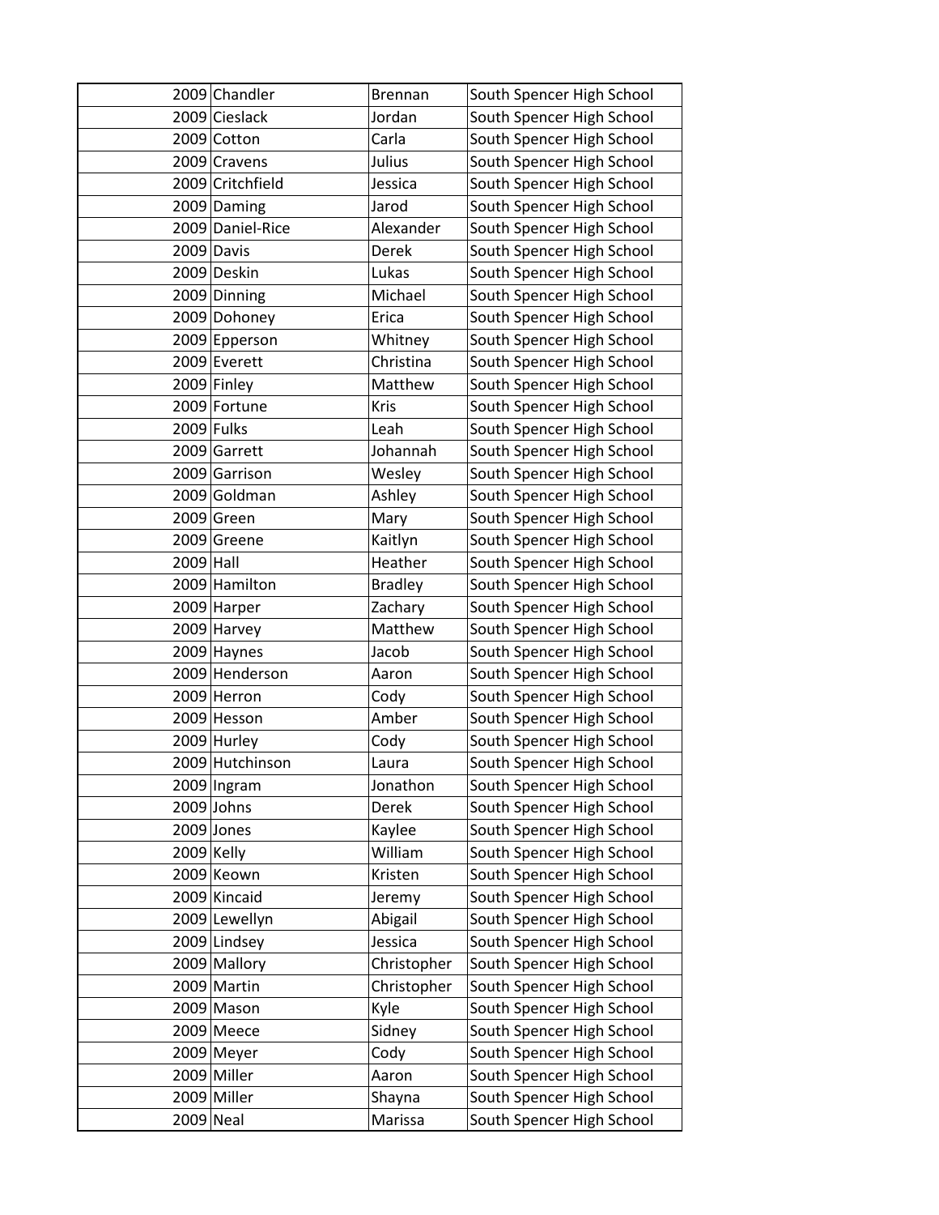| | | | |
|---|---|---|---|
| 2009 | Chandler | Brennan | South Spencer High School |
| 2009 | Cieslack | Jordan | South Spencer High School |
| 2009 | Cotton | Carla | South Spencer High School |
| 2009 | Cravens | Julius | South Spencer High School |
| 2009 | Critchfield | Jessica | South Spencer High School |
| 2009 | Daming | Jarod | South Spencer High School |
| 2009 | Daniel-Rice | Alexander | South Spencer High School |
| 2009 | Davis | Derek | South Spencer High School |
| 2009 | Deskin | Lukas | South Spencer High School |
| 2009 | Dinning | Michael | South Spencer High School |
| 2009 | Dohoney | Erica | South Spencer High School |
| 2009 | Epperson | Whitney | South Spencer High School |
| 2009 | Everett | Christina | South Spencer High School |
| 2009 | Finley | Matthew | South Spencer High School |
| 2009 | Fortune | Kris | South Spencer High School |
| 2009 | Fulks | Leah | South Spencer High School |
| 2009 | Garrett | Johannah | South Spencer High School |
| 2009 | Garrison | Wesley | South Spencer High School |
| 2009 | Goldman | Ashley | South Spencer High School |
| 2009 | Green | Mary | South Spencer High School |
| 2009 | Greene | Kaitlyn | South Spencer High School |
| 2009 | Hall | Heather | South Spencer High School |
| 2009 | Hamilton | Bradley | South Spencer High School |
| 2009 | Harper | Zachary | South Spencer High School |
| 2009 | Harvey | Matthew | South Spencer High School |
| 2009 | Haynes | Jacob | South Spencer High School |
| 2009 | Henderson | Aaron | South Spencer High School |
| 2009 | Herron | Cody | South Spencer High School |
| 2009 | Hesson | Amber | South Spencer High School |
| 2009 | Hurley | Cody | South Spencer High School |
| 2009 | Hutchinson | Laura | South Spencer High School |
| 2009 | Ingram | Jonathon | South Spencer High School |
| 2009 | Johns | Derek | South Spencer High School |
| 2009 | Jones | Kaylee | South Spencer High School |
| 2009 | Kelly | William | South Spencer High School |
| 2009 | Keown | Kristen | South Spencer High School |
| 2009 | Kincaid | Jeremy | South Spencer High School |
| 2009 | Lewellyn | Abigail | South Spencer High School |
| 2009 | Lindsey | Jessica | South Spencer High School |
| 2009 | Mallory | Christopher | South Spencer High School |
| 2009 | Martin | Christopher | South Spencer High School |
| 2009 | Mason | Kyle | South Spencer High School |
| 2009 | Meece | Sidney | South Spencer High School |
| 2009 | Meyer | Cody | South Spencer High School |
| 2009 | Miller | Aaron | South Spencer High School |
| 2009 | Miller | Shayna | South Spencer High School |
| 2009 | Neal | Marissa | South Spencer High School |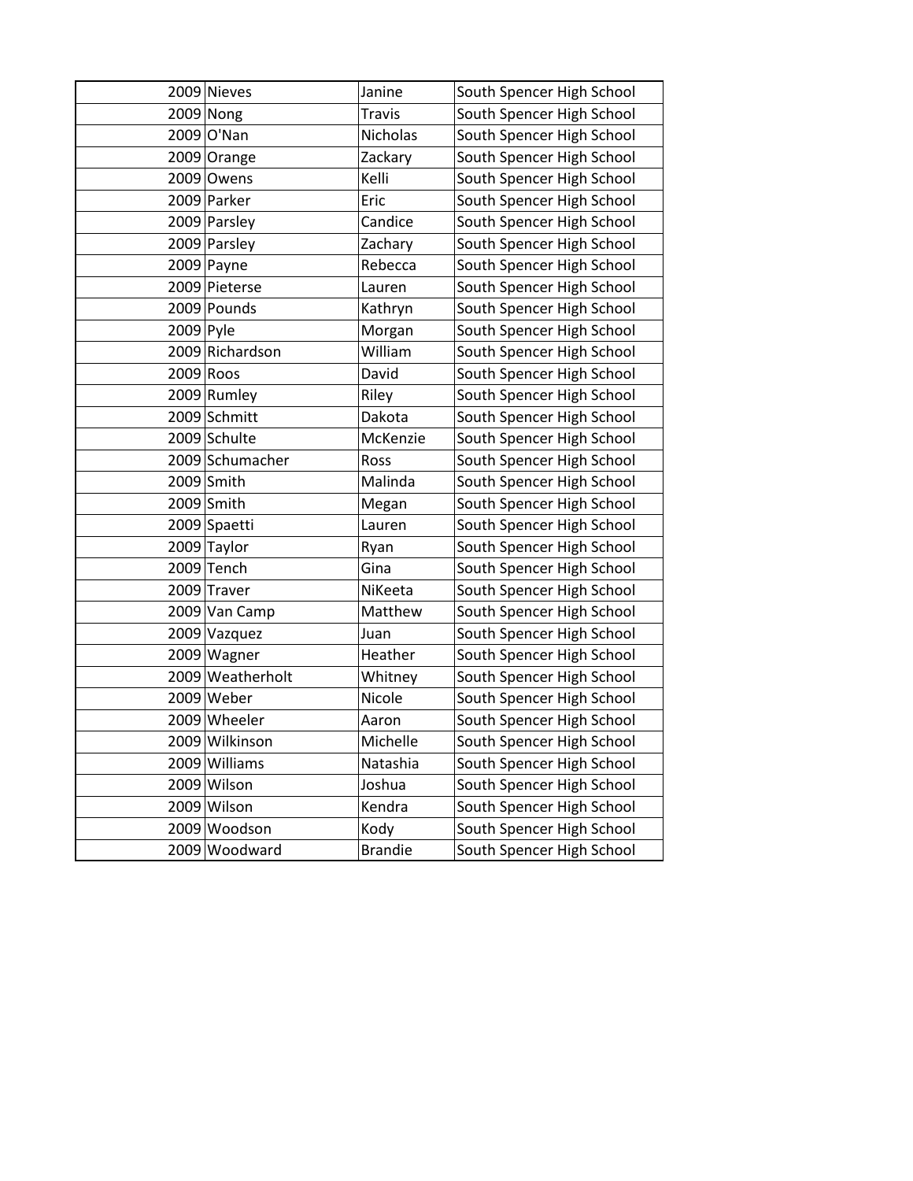| | | | |
|---|---|---|---|
| 2009 | Nieves | Janine | South Spencer High School |
| 2009 | Nong | Travis | South Spencer High School |
| 2009 | O'Nan | Nicholas | South Spencer High School |
| 2009 | Orange | Zackary | South Spencer High School |
| 2009 | Owens | Kelli | South Spencer High School |
| 2009 | Parker | Eric | South Spencer High School |
| 2009 | Parsley | Candice | South Spencer High School |
| 2009 | Parsley | Zachary | South Spencer High School |
| 2009 | Payne | Rebecca | South Spencer High School |
| 2009 | Pieterse | Lauren | South Spencer High School |
| 2009 | Pounds | Kathryn | South Spencer High School |
| 2009 | Pyle | Morgan | South Spencer High School |
| 2009 | Richardson | William | South Spencer High School |
| 2009 | Roos | David | South Spencer High School |
| 2009 | Rumley | Riley | South Spencer High School |
| 2009 | Schmitt | Dakota | South Spencer High School |
| 2009 | Schulte | McKenzie | South Spencer High School |
| 2009 | Schumacher | Ross | South Spencer High School |
| 2009 | Smith | Malinda | South Spencer High School |
| 2009 | Smith | Megan | South Spencer High School |
| 2009 | Spaetti | Lauren | South Spencer High School |
| 2009 | Taylor | Ryan | South Spencer High School |
| 2009 | Tench | Gina | South Spencer High School |
| 2009 | Traver | NiKeeta | South Spencer High School |
| 2009 | Van Camp | Matthew | South Spencer High School |
| 2009 | Vazquez | Juan | South Spencer High School |
| 2009 | Wagner | Heather | South Spencer High School |
| 2009 | Weatherholt | Whitney | South Spencer High School |
| 2009 | Weber | Nicole | South Spencer High School |
| 2009 | Wheeler | Aaron | South Spencer High School |
| 2009 | Wilkinson | Michelle | South Spencer High School |
| 2009 | Williams | Natashia | South Spencer High School |
| 2009 | Wilson | Joshua | South Spencer High School |
| 2009 | Wilson | Kendra | South Spencer High School |
| 2009 | Woodson | Kody | South Spencer High School |
| 2009 | Woodward | Brandie | South Spencer High School |